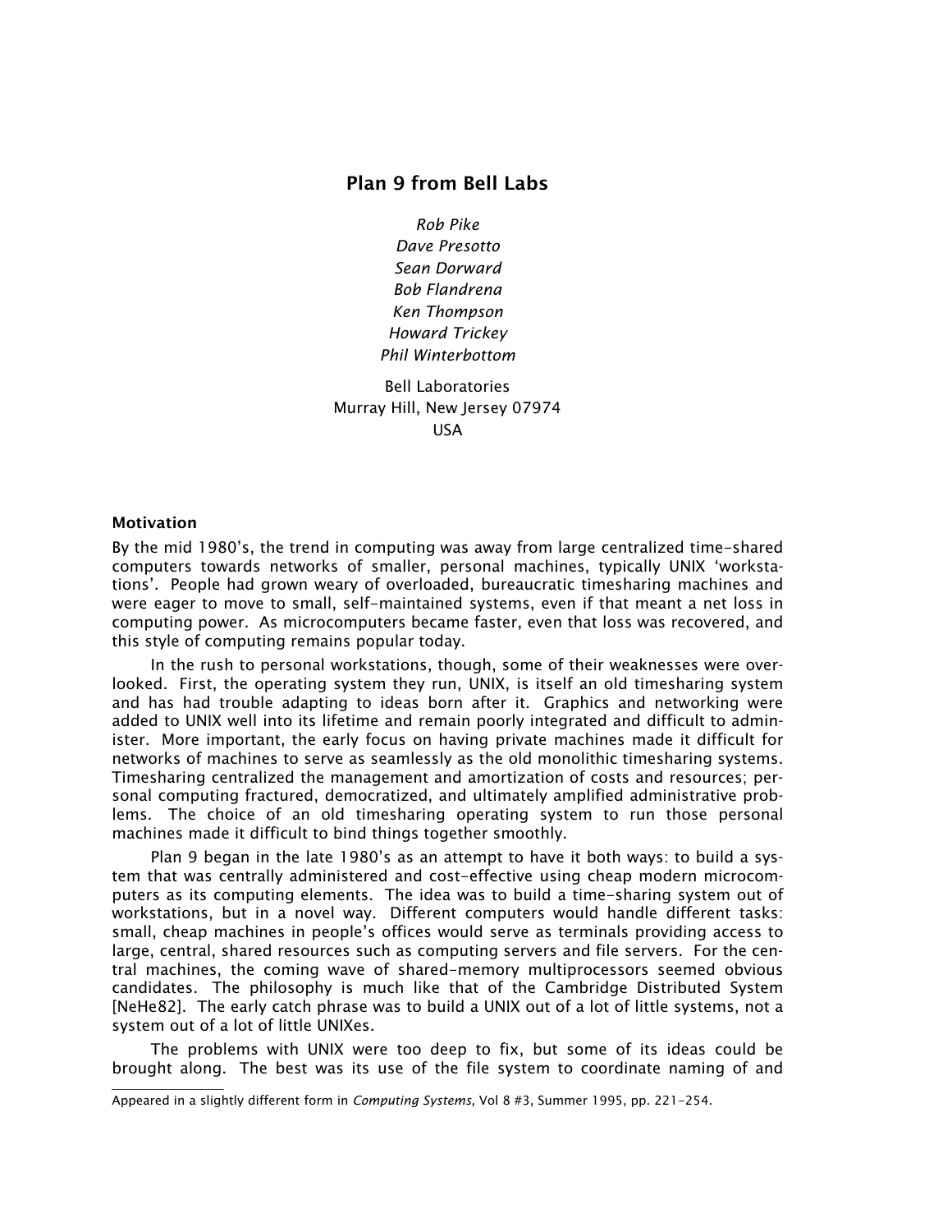# Plan 9 from Bell Labs

*Rob Pike*
*Dave Presotto*
*Sean Dorward*
*Bob Flandrena*
*Ken Thompson*
*Howard Trickey*
*Phil Winterbottom*

Bell Laboratories
Murray Hill, New Jersey 07974
USA

## Motivation

By the mid 1980's, the trend in computing was away from large centralized time-shared computers towards networks of smaller, personal machines, typically UNIX 'workstations'. People had grown weary of overloaded, bureaucratic timesharing machines and were eager to move to small, self-maintained systems, even if that meant a net loss in computing power. As microcomputers became faster, even that loss was recovered, and this style of computing remains popular today.

In the rush to personal workstations, though, some of their weaknesses were overlooked. First, the operating system they run, UNIX, is itself an old timesharing system and has had trouble adapting to ideas born after it. Graphics and networking were added to UNIX well into its lifetime and remain poorly integrated and difficult to administer. More important, the early focus on having private machines made it difficult for networks of machines to serve as seamlessly as the old monolithic timesharing systems. Timesharing centralized the management and amortization of costs and resources; personal computing fractured, democratized, and ultimately amplified administrative problems. The choice of an old timesharing operating system to run those personal machines made it difficult to bind things together smoothly.

Plan 9 began in the late 1980's as an attempt to have it both ways: to build a system that was centrally administered and cost-effective using cheap modern microcomputers as its computing elements. The idea was to build a time-sharing system out of workstations, but in a novel way. Different computers would handle different tasks: small, cheap machines in people's offices would serve as terminals providing access to large, central, shared resources such as computing servers and file servers. For the central machines, the coming wave of shared-memory multiprocessors seemed obvious candidates. The philosophy is much like that of the Cambridge Distributed System [NeHe82]. The early catch phrase was to build a UNIX out of a lot of little systems, not a system out of a lot of little UNIXes.

The problems with UNIX were too deep to fix, but some of its ideas could be brought along. The best was its use of the file system to coordinate naming of and

---

Appeared in a slightly different form in *Computing Systems,* Vol 8 #3, Summer 1995, pp. 221-254.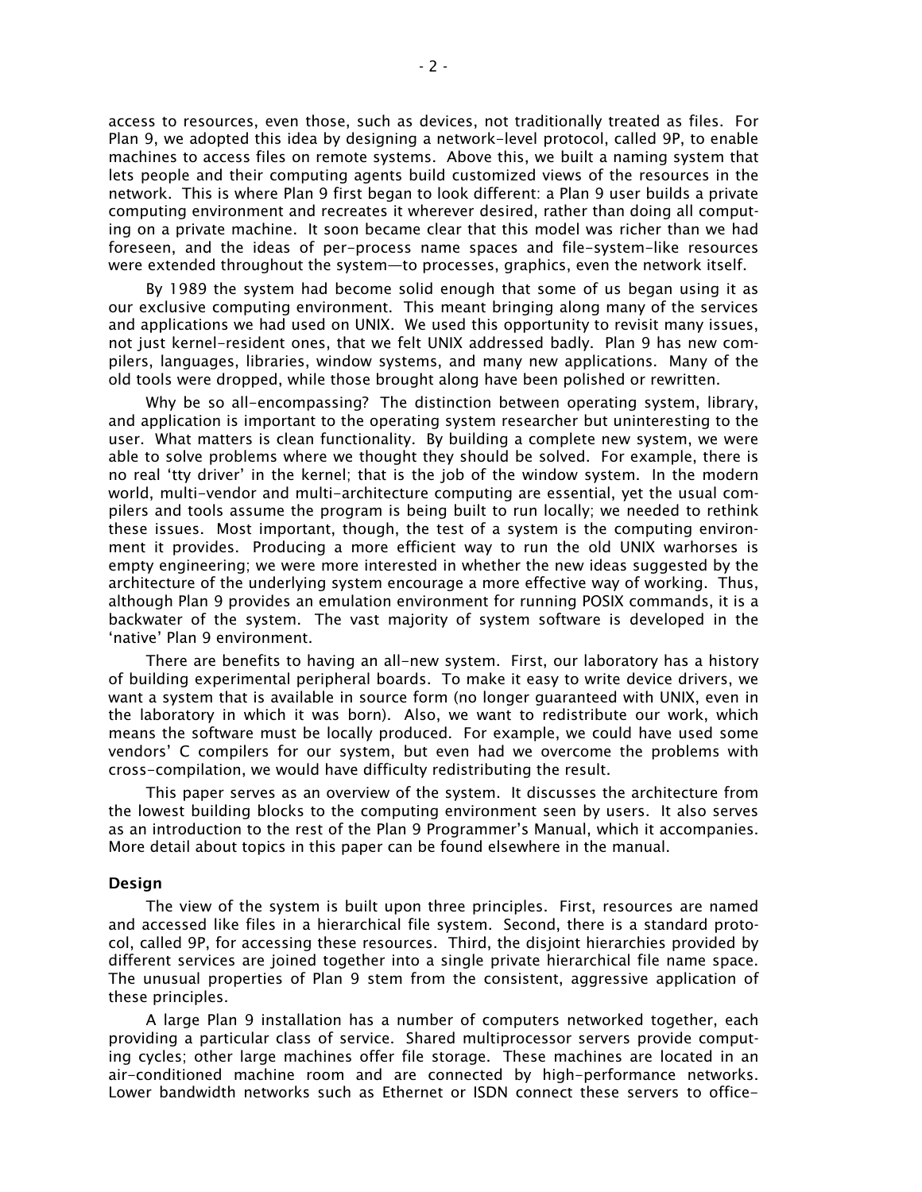access to resources, even those, such as devices, not traditionally treated as files. For Plan 9, we adopted this idea by designing a network-level protocol, called 9P, to enable machines to access files on remote systems. Above this, we built a naming system that lets people and their computing agents build customized views of the resources in the network. This is where Plan 9 first began to look different: a Plan 9 user builds a private computing environment and recreates it wherever desired, rather than doing all computing on a private machine. It soon became clear that this model was richer than we had foreseen, and the ideas of per-process name spaces and file-system-like resources were extended throughout the system—to processes, graphics, even the network itself.

By 1989 the system had become solid enough that some of us began using it as our exclusive computing environment. This meant bringing along many of the services and applications we had used on UNIX. We used this opportunity to revisit many issues, not just kernel-resident ones, that we felt UNIX addressed badly. Plan 9 has new compilers, languages, libraries, window systems, and many new applications. Many of the old tools were dropped, while those brought along have been polished or rewritten.

Why be so all-encompassing? The distinction between operating system, library, and application is important to the operating system researcher but uninteresting to the user. What matters is clean functionality. By building a complete new system, we were able to solve problems where we thought they should be solved. For example, there is no real 'tty driver' in the kernel; that is the job of the window system. In the modern world, multi-vendor and multi-architecture computing are essential, yet the usual compilers and tools assume the program is being built to run locally; we needed to rethink these issues. Most important, though, the test of a system is the computing environment it provides. Producing a more efficient way to run the old UNIX warhorses is empty engineering; we were more interested in whether the new ideas suggested by the architecture of the underlying system encourage a more effective way of working. Thus, although Plan 9 provides an emulation environment for running POSIX commands, it is a backwater of the system. The vast majority of system software is developed in the 'native' Plan 9 environment.

There are benefits to having an all-new system. First, our laboratory has a history of building experimental peripheral boards. To make it easy to write device drivers, we want a system that is available in source form (no longer guaranteed with UNIX, even in the laboratory in which it was born). Also, we want to redistribute our work, which means the software must be locally produced. For example, we could have used some vendors' C compilers for our system, but even had we overcome the problems with cross-compilation, we would have difficulty redistributing the result.

This paper serves as an overview of the system. It discusses the architecture from the lowest building blocks to the computing environment seen by users. It also serves as an introduction to the rest of the Plan 9 Programmer's Manual, which it accompanies. More detail about topics in this paper can be found elsewhere in the manual.

## Design

The view of the system is built upon three principles. First, resources are named and accessed like files in a hierarchical file system. Second, there is a standard protocol, called 9P, for accessing these resources. Third, the disjoint hierarchies provided by different services are joined together into a single private hierarchical file name space. The unusual properties of Plan 9 stem from the consistent, aggressive application of these principles.

A large Plan 9 installation has a number of computers networked together, each providing a particular class of service. Shared multiprocessor servers provide computing cycles; other large machines offer file storage. These machines are located in an air-conditioned machine room and are connected by high-performance networks. Lower bandwidth networks such as Ethernet or ISDN connect these servers to office-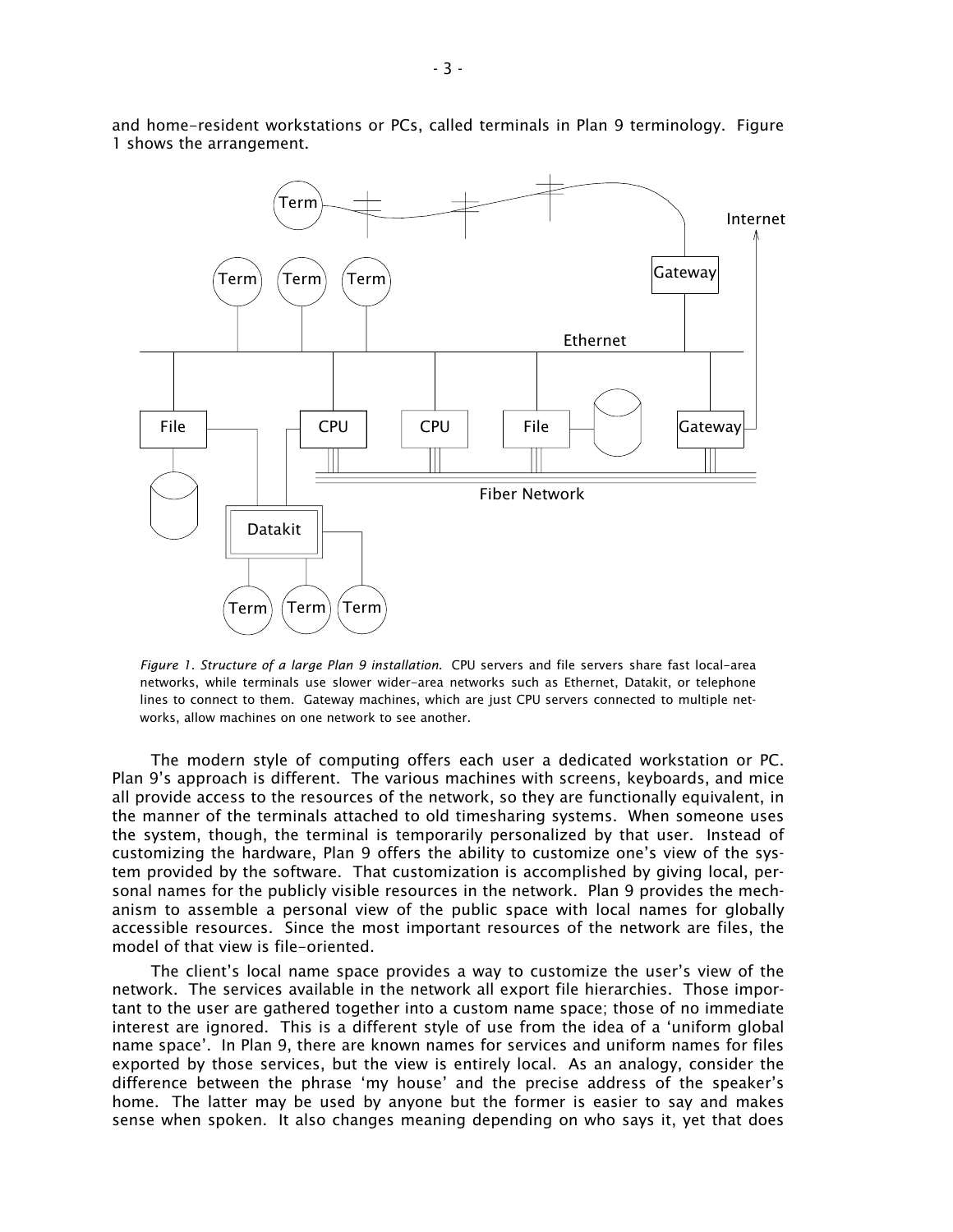and home-resident workstations or PCs, called terminals in Plan 9 terminology. Figure 1 shows the arrangement.

*Figure 1. Structure of a large Plan 9 installation.* CPU servers and file servers share fast local-area networks, while terminals use slower wider-area networks such as Ethernet, Datakit, or telephone lines to connect to them. Gateway machines, which are just CPU servers connected to multiple networks, allow machines on one network to see another.

The modern style of computing offers each user a dedicated workstation or PC. Plan 9's approach is different. The various machines with screens, keyboards, and mice all provide access to the resources of the network, so they are functionally equivalent, in the manner of the terminals attached to old timesharing systems. When someone uses the system, though, the terminal is temporarily personalized by that user. Instead of customizing the hardware, Plan 9 offers the ability to customize one's view of the system provided by the software. That customization is accomplished by giving local, personal names for the publicly visible resources in the network. Plan 9 provides the mechanism to assemble a personal view of the public space with local names for globally accessible resources. Since the most important resources of the network are files, the model of that view is file-oriented.

The client's local name space provides a way to customize the user's view of the network. The services available in the network all export file hierarchies. Those important to the user are gathered together into a custom name space; those of no immediate interest are ignored. This is a different style of use from the idea of a 'uniform global name space'. In Plan 9, there are known names for services and uniform names for files exported by those services, but the view is entirely local. As an analogy, consider the difference between the phrase 'my house' and the precise address of the speaker's home. The latter may be used by anyone but the former is easier to say and makes sense when spoken. It also changes meaning depending on who says it, yet that does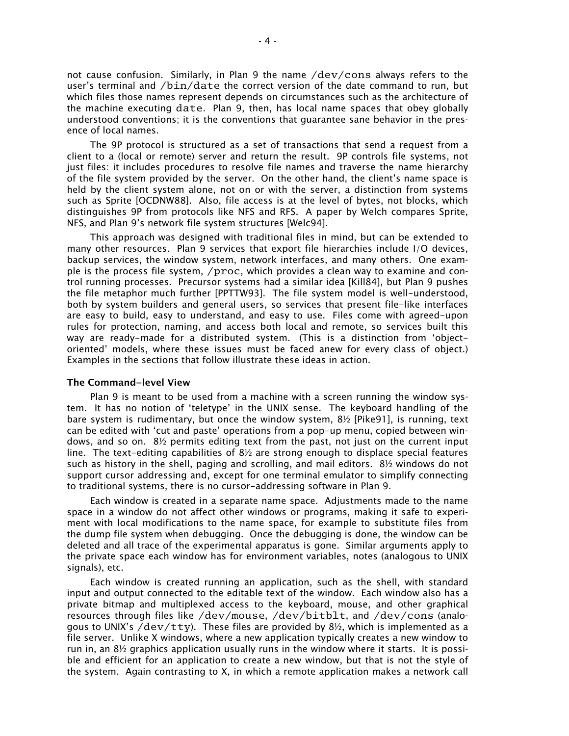not cause confusion. Similarly, in Plan 9 the name `/dev/cons` always refers to the user's terminal and `/bin/date` the correct version of the date command to run, but which files those names represent depends on circumstances such as the architecture of the machine executing `date`. Plan 9, then, has local name spaces that obey globally understood conventions; it is the conventions that guarantee sane behavior in the presence of local names.

The 9P protocol is structured as a set of transactions that send a request from a client to a (local or remote) server and return the result. 9P controls file systems, not just files: it includes procedures to resolve file names and traverse the name hierarchy of the file system provided by the server. On the other hand, the client's name space is held by the client system alone, not on or with the server, a distinction from systems such as Sprite [OCDNW88]. Also, file access is at the level of bytes, not blocks, which distinguishes 9P from protocols like NFS and RFS. A paper by Welch compares Sprite, NFS, and Plan 9's network file system structures [Welc94].

This approach was designed with traditional files in mind, but can be extended to many other resources. Plan 9 services that export file hierarchies include I/O devices, backup services, the window system, network interfaces, and many others. One example is the process file system, `/proc`, which provides a clean way to examine and control running processes. Precursor systems had a similar idea [Kill84], but Plan 9 pushes the file metaphor much further [PPTTW93]. The file system model is well-understood, both by system builders and general users, so services that present file-like interfaces are easy to build, easy to understand, and easy to use. Files come with agreed-upon rules for protection, naming, and access both local and remote, so services built this way are ready-made for a distributed system. (This is a distinction from 'object-oriented' models, where these issues must be faced anew for every class of object.) Examples in the sections that follow illustrate these ideas in action.

### The Command-level View

Plan 9 is meant to be used from a machine with a screen running the window system. It has no notion of 'teletype' in the UNIX sense. The keyboard handling of the bare system is rudimentary, but once the window system, 8½ [Pike91], is running, text can be edited with 'cut and paste' operations from a pop-up menu, copied between windows, and so on. 8½ permits editing text from the past, not just on the current input line. The text-editing capabilities of 8½ are strong enough to displace special features such as history in the shell, paging and scrolling, and mail editors. 8½ windows do not support cursor addressing and, except for one terminal emulator to simplify connecting to traditional systems, there is no cursor-addressing software in Plan 9.

Each window is created in a separate name space. Adjustments made to the name space in a window do not affect other windows or programs, making it safe to experiment with local modifications to the name space, for example to substitute files from the dump file system when debugging. Once the debugging is done, the window can be deleted and all trace of the experimental apparatus is gone. Similar arguments apply to the private space each window has for environment variables, notes (analogous to UNIX signals), etc.

Each window is created running an application, such as the shell, with standard input and output connected to the editable text of the window. Each window also has a private bitmap and multiplexed access to the keyboard, mouse, and other graphical resources through files like `/dev/mouse`, `/dev/bitblt`, and `/dev/cons` (analogous to UNIX's `/dev/tty`). These files are provided by 8½, which is implemented as a file server. Unlike X windows, where a new application typically creates a new window to run in, an 8½ graphics application usually runs in the window where it starts. It is possible and efficient for an application to create a new window, but that is not the style of the system. Again contrasting to X, in which a remote application makes a network call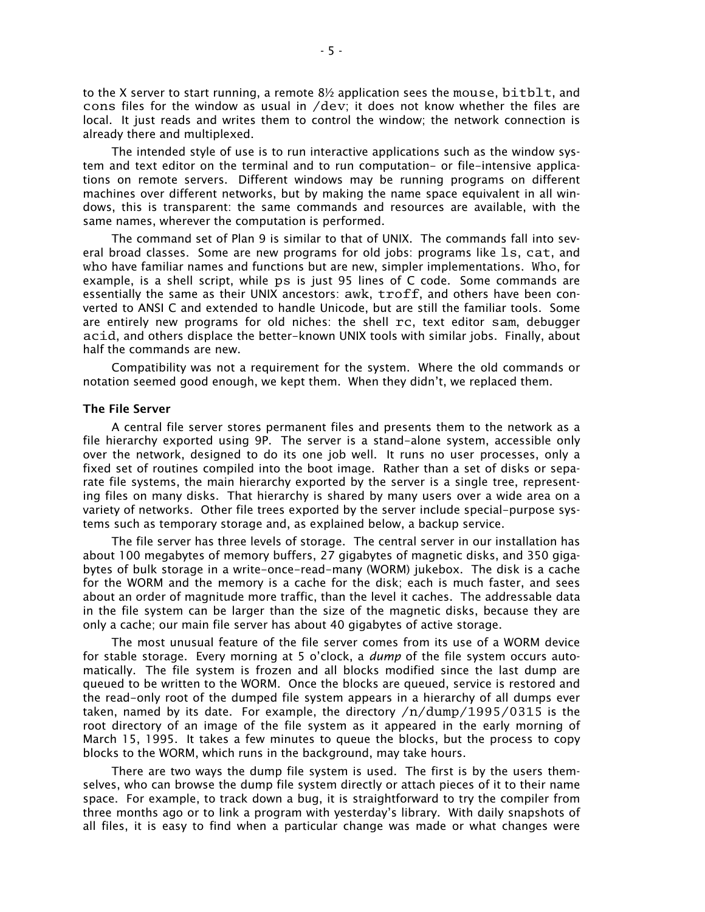to the X server to start running, a remote 8½ application sees the `mouse`, `bitblt`, and `cons` files for the window as usual in `/dev`; it does not know whether the files are local. It just reads and writes them to control the window; the network connection is already there and multiplexed.

The intended style of use is to run interactive applications such as the window system and text editor on the terminal and to run computation- or file-intensive applications on remote servers. Different windows may be running programs on different machines over different networks, but by making the name space equivalent in all windows, this is transparent: the same commands and resources are available, with the same names, wherever the computation is performed.

The command set of Plan 9 is similar to that of UNIX. The commands fall into several broad classes. Some are new programs for old jobs: programs like `ls`, `cat`, and `who` have familiar names and functions but are new, simpler implementations. `Who`, for example, is a shell script, while `ps` is just 95 lines of C code. Some commands are essentially the same as their UNIX ancestors: `awk`, `troff`, and others have been converted to ANSI C and extended to handle Unicode, but are still the familiar tools. Some are entirely new programs for old niches: the shell `rc`, text editor `sam`, debugger `acid`, and others displace the better-known UNIX tools with similar jobs. Finally, about half the commands are new.

Compatibility was not a requirement for the system. Where the old commands or notation seemed good enough, we kept them. When they didn't, we replaced them.

### The File Server

A central file server stores permanent files and presents them to the network as a file hierarchy exported using 9P. The server is a stand-alone system, accessible only over the network, designed to do its one job well. It runs no user processes, only a fixed set of routines compiled into the boot image. Rather than a set of disks or separate file systems, the main hierarchy exported by the server is a single tree, representing files on many disks. That hierarchy is shared by many users over a wide area on a variety of networks. Other file trees exported by the server include special-purpose systems such as temporary storage and, as explained below, a backup service.

The file server has three levels of storage. The central server in our installation has about 100 megabytes of memory buffers, 27 gigabytes of magnetic disks, and 350 gigabytes of bulk storage in a write-once-read-many (WORM) jukebox. The disk is a cache for the WORM and the memory is a cache for the disk; each is much faster, and sees about an order of magnitude more traffic, than the level it caches. The addressable data in the file system can be larger than the size of the magnetic disks, because they are only a cache; our main file server has about 40 gigabytes of active storage.

The most unusual feature of the file server comes from its use of a WORM device for stable storage. Every morning at 5 o'clock, a *dump* of the file system occurs automatically. The file system is frozen and all blocks modified since the last dump are queued to be written to the WORM. Once the blocks are queued, service is restored and the read-only root of the dumped file system appears in a hierarchy of all dumps ever taken, named by its date. For example, the directory `/n/dump/1995/0315` is the root directory of an image of the file system as it appeared in the early morning of March 15, 1995. It takes a few minutes to queue the blocks, but the process to copy blocks to the WORM, which runs in the background, may take hours.

There are two ways the dump file system is used. The first is by the users themselves, who can browse the dump file system directly or attach pieces of it to their name space. For example, to track down a bug, it is straightforward to try the compiler from three months ago or to link a program with yesterday's library. With daily snapshots of all files, it is easy to find when a particular change was made or what changes were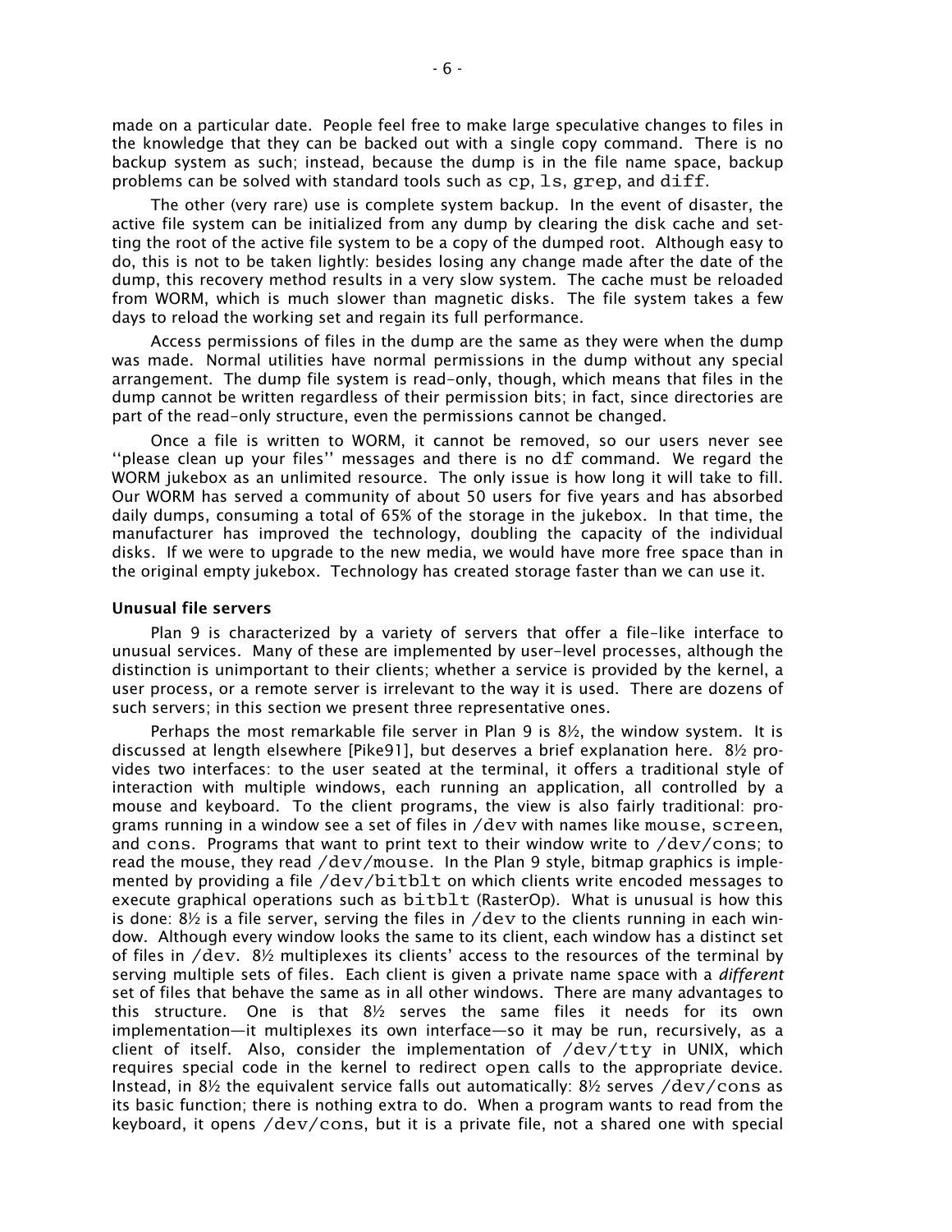made on a particular date. People feel free to make large speculative changes to files in the knowledge that they can be backed out with a single copy command. There is no backup system as such; instead, because the dump is in the file name space, backup problems can be solved with standard tools such as `cp`, `ls`, `grep`, and `diff`.

The other (very rare) use is complete system backup. In the event of disaster, the active file system can be initialized from any dump by clearing the disk cache and setting the root of the active file system to be a copy of the dumped root. Although easy to do, this is not to be taken lightly: besides losing any change made after the date of the dump, this recovery method results in a very slow system. The cache must be reloaded from WORM, which is much slower than magnetic disks. The file system takes a few days to reload the working set and regain its full performance.

Access permissions of files in the dump are the same as they were when the dump was made. Normal utilities have normal permissions in the dump without any special arrangement. The dump file system is read-only, though, which means that files in the dump cannot be written regardless of their permission bits; in fact, since directories are part of the read-only structure, even the permissions cannot be changed.

Once a file is written to WORM, it cannot be removed, so our users never see ''please clean up your files'' messages and there is no `df` command. We regard the WORM jukebox as an unlimited resource. The only issue is how long it will take to fill. Our WORM has served a community of about 50 users for five years and has absorbed daily dumps, consuming a total of 65% of the storage in the jukebox. In that time, the manufacturer has improved the technology, doubling the capacity of the individual disks. If we were to upgrade to the new media, we would have more free space than in the original empty jukebox. Technology has created storage faster than we can use it.

### Unusual file servers

Plan 9 is characterized by a variety of servers that offer a file-like interface to unusual services. Many of these are implemented by user-level processes, although the distinction is unimportant to their clients; whether a service is provided by the kernel, a user process, or a remote server is irrelevant to the way it is used. There are dozens of such servers; in this section we present three representative ones.

Perhaps the most remarkable file server in Plan 9 is 8½, the window system. It is discussed at length elsewhere [Pike91], but deserves a brief explanation here. 8½ provides two interfaces: to the user seated at the terminal, it offers a traditional style of interaction with multiple windows, each running an application, all controlled by a mouse and keyboard. To the client programs, the view is also fairly traditional: programs running in a window see a set of files in `/dev` with names like `mouse`, `screen`, and `cons`. Programs that want to print text to their window write to `/dev/cons`; to read the mouse, they read `/dev/mouse`. In the Plan 9 style, bitmap graphics is implemented by providing a file `/dev/bitblt` on which clients write encoded messages to execute graphical operations such as `bitblt` (RasterOp). What is unusual is how this is done: 8½ is a file server, serving the files in `/dev` to the clients running in each window. Although every window looks the same to its client, each window has a distinct set of files in `/dev`. 8½ multiplexes its clients' access to the resources of the terminal by serving multiple sets of files. Each client is given a private name space with a *different* set of files that behave the same as in all other windows. There are many advantages to this structure. One is that 8½ serves the same files it needs for its own implementation—it multiplexes its own interface—so it may be run, recursively, as a client of itself. Also, consider the implementation of `/dev/tty` in UNIX, which requires special code in the kernel to redirect `open` calls to the appropriate device. Instead, in 8½ the equivalent service falls out automatically: 8½ serves `/dev/cons` as its basic function; there is nothing extra to do. When a program wants to read from the keyboard, it opens `/dev/cons`, but it is a private file, not a shared one with special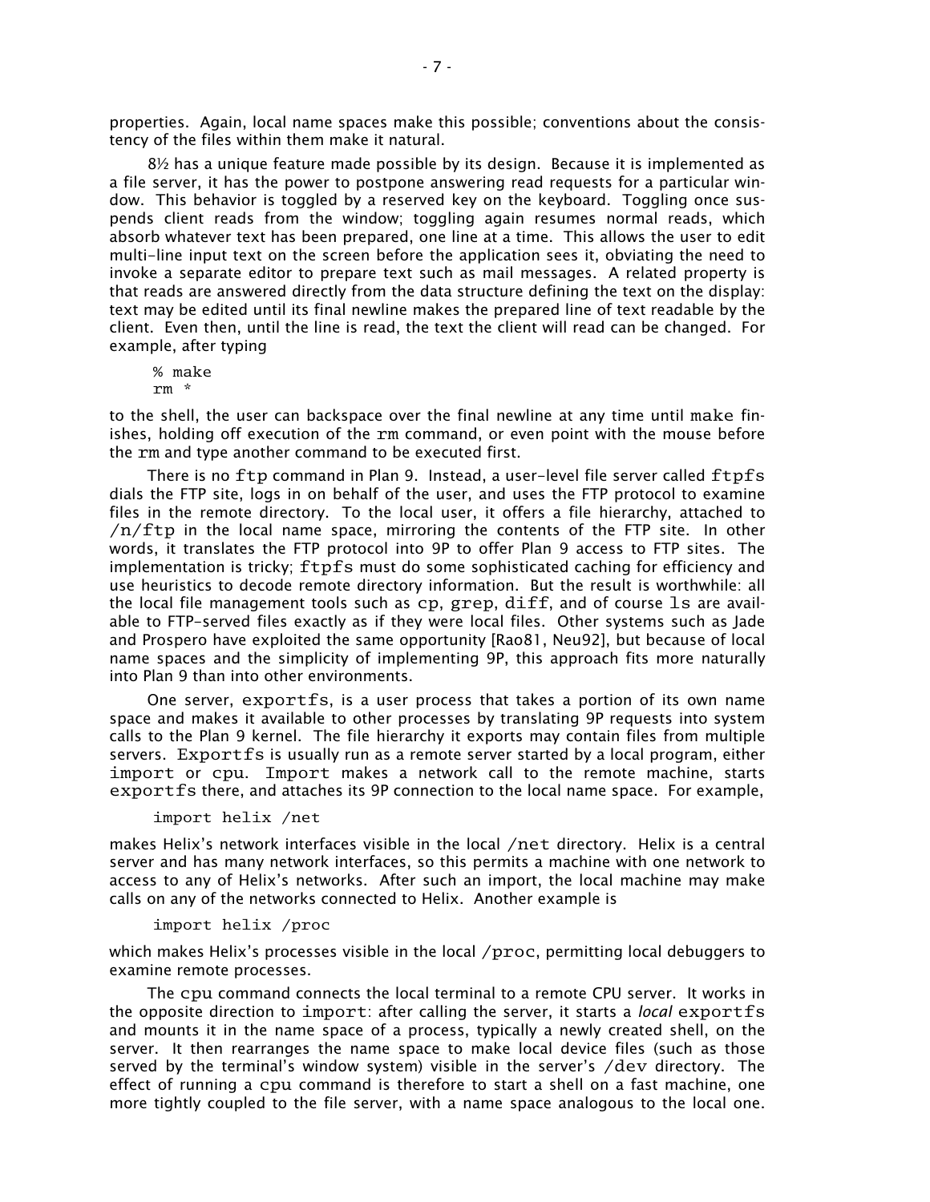properties. Again, local name spaces make this possible; conventions about the consistency of the files within them make it natural.

8½ has a unique feature made possible by its design. Because it is implemented as a file server, it has the power to postpone answering read requests for a particular window. This behavior is toggled by a reserved key on the keyboard. Toggling once suspends client reads from the window; toggling again resumes normal reads, which absorb whatever text has been prepared, one line at a time. This allows the user to edit multi-line input text on the screen before the application sees it, obviating the need to invoke a separate editor to prepare text such as mail messages. A related property is that reads are answered directly from the data structure defining the text on the display: text may be edited until its final newline makes the prepared line of text readable by the client. Even then, until the line is read, the text the client will read can be changed. For example, after typing

```
% make
rm *
```

to the shell, the user can backspace over the final newline at any time until `make` finishes, holding off execution of the `rm` command, or even point with the mouse before the `rm` and type another command to be executed first.

There is no `ftp` command in Plan 9. Instead, a user-level file server called `ftpfs` dials the FTP site, logs in on behalf of the user, and uses the FTP protocol to examine files in the remote directory. To the local user, it offers a file hierarchy, attached to `/n/ftp` in the local name space, mirroring the contents of the FTP site. In other words, it translates the FTP protocol into 9P to offer Plan 9 access to FTP sites. The implementation is tricky; `ftpfs` must do some sophisticated caching for efficiency and use heuristics to decode remote directory information. But the result is worthwhile: all the local file management tools such as `cp`, `grep`, `diff`, and of course `ls` are available to FTP-served files exactly as if they were local files. Other systems such as Jade and Prospero have exploited the same opportunity [Rao81, Neu92], but because of local name spaces and the simplicity of implementing 9P, this approach fits more naturally into Plan 9 than into other environments.

One server, `exportfs`, is a user process that takes a portion of its own name space and makes it available to other processes by translating 9P requests into system calls to the Plan 9 kernel. The file hierarchy it exports may contain files from multiple servers. `Exportfs` is usually run as a remote server started by a local program, either `import` or `cpu`. `Import` makes a network call to the remote machine, starts `exportfs` there, and attaches its 9P connection to the local name space. For example,

```
import helix /net
```

makes Helix's network interfaces visible in the local `/net` directory. Helix is a central server and has many network interfaces, so this permits a machine with one network to access to any of Helix's networks. After such an import, the local machine may make calls on any of the networks connected to Helix. Another example is

```
import helix /proc
```

which makes Helix's processes visible in the local `/proc`, permitting local debuggers to examine remote processes.

The `cpu` command connects the local terminal to a remote CPU server. It works in the opposite direction to `import`: after calling the server, it starts a *local* `exportfs` and mounts it in the name space of a process, typically a newly created shell, on the server. It then rearranges the name space to make local device files (such as those served by the terminal's window system) visible in the server's `/dev` directory. The effect of running a `cpu` command is therefore to start a shell on a fast machine, one more tightly coupled to the file server, with a name space analogous to the local one.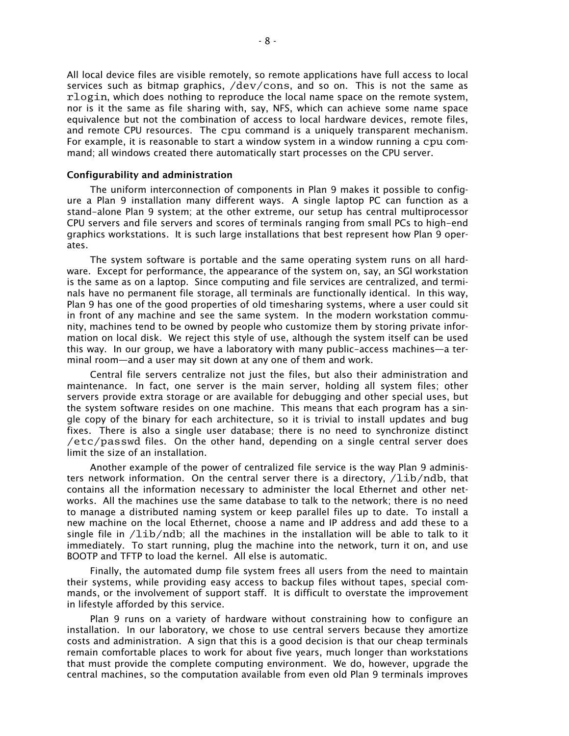All local device files are visible remotely, so remote applications have full access to local services such as bitmap graphics, `/dev/cons`, and so on. This is not the same as `rlogin`, which does nothing to reproduce the local name space on the remote system, nor is it the same as file sharing with, say, NFS, which can achieve some name space equivalence but not the combination of access to local hardware devices, remote files, and remote CPU resources. The `cpu` command is a uniquely transparent mechanism. For example, it is reasonable to start a window system in a window running a `cpu` command; all windows created there automatically start processes on the CPU server.

### Configurability and administration

The uniform interconnection of components in Plan 9 makes it possible to configure a Plan 9 installation many different ways. A single laptop PC can function as a stand-alone Plan 9 system; at the other extreme, our setup has central multiprocessor CPU servers and file servers and scores of terminals ranging from small PCs to high-end graphics workstations. It is such large installations that best represent how Plan 9 operates.

The system software is portable and the same operating system runs on all hardware. Except for performance, the appearance of the system on, say, an SGI workstation is the same as on a laptop. Since computing and file services are centralized, and terminals have no permanent file storage, all terminals are functionally identical. In this way, Plan 9 has one of the good properties of old timesharing systems, where a user could sit in front of any machine and see the same system. In the modern workstation community, machines tend to be owned by people who customize them by storing private information on local disk. We reject this style of use, although the system itself can be used this way. In our group, we have a laboratory with many public-access machines—a terminal room—and a user may sit down at any one of them and work.

Central file servers centralize not just the files, but also their administration and maintenance. In fact, one server is the main server, holding all system files; other servers provide extra storage or are available for debugging and other special uses, but the system software resides on one machine. This means that each program has a single copy of the binary for each architecture, so it is trivial to install updates and bug fixes. There is also a single user database; there is no need to synchronize distinct `/etc/passwd` files. On the other hand, depending on a single central server does limit the size of an installation.

Another example of the power of centralized file service is the way Plan 9 administers network information. On the central server there is a directory, `/lib/ndb`, that contains all the information necessary to administer the local Ethernet and other networks. All the machines use the same database to talk to the network; there is no need to manage a distributed naming system or keep parallel files up to date. To install a new machine on the local Ethernet, choose a name and IP address and add these to a single file in `/lib/ndb`; all the machines in the installation will be able to talk to it immediately. To start running, plug the machine into the network, turn it on, and use BOOTP and TFTP to load the kernel. All else is automatic.

Finally, the automated dump file system frees all users from the need to maintain their systems, while providing easy access to backup files without tapes, special commands, or the involvement of support staff. It is difficult to overstate the improvement in lifestyle afforded by this service.

Plan 9 runs on a variety of hardware without constraining how to configure an installation. In our laboratory, we chose to use central servers because they amortize costs and administration. A sign that this is a good decision is that our cheap terminals remain comfortable places to work for about five years, much longer than workstations that must provide the complete computing environment. We do, however, upgrade the central machines, so the computation available from even old Plan 9 terminals improves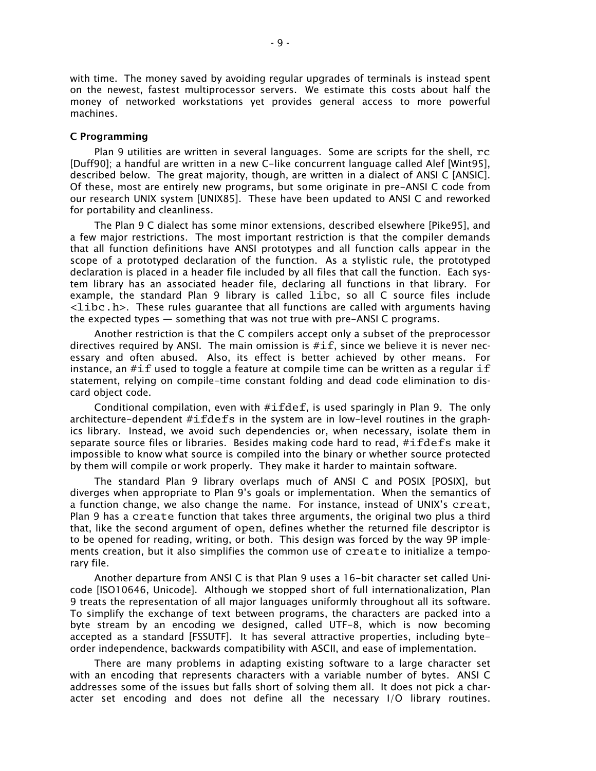with time. The money saved by avoiding regular upgrades of terminals is instead spent on the newest, fastest multiprocessor servers. We estimate this costs about half the money of networked workstations yet provides general access to more powerful machines.

### C Programming

Plan 9 utilities are written in several languages. Some are scripts for the shell, `rc` [Duff90]; a handful are written in a new C-like concurrent language called Alef [Wint95], described below. The great majority, though, are written in a dialect of ANSI C [ANSIC]. Of these, most are entirely new programs, but some originate in pre-ANSI C code from our research UNIX system [UNIX85]. These have been updated to ANSI C and reworked for portability and cleanliness.

The Plan 9 C dialect has some minor extensions, described elsewhere [Pike95], and a few major restrictions. The most important restriction is that the compiler demands that all function definitions have ANSI prototypes and all function calls appear in the scope of a prototyped declaration of the function. As a stylistic rule, the prototyped declaration is placed in a header file included by all files that call the function. Each system library has an associated header file, declaring all functions in that library. For example, the standard Plan 9 library is called `libc`, so all C source files include `<libc.h>`. These rules guarantee that all functions are called with arguments having the expected types — something that was not true with pre-ANSI C programs.

Another restriction is that the C compilers accept only a subset of the preprocessor directives required by ANSI. The main omission is `#if`, since we believe it is never necessary and often abused. Also, its effect is better achieved by other means. For instance, an `#if` used to toggle a feature at compile time can be written as a regular `if` statement, relying on compile-time constant folding and dead code elimination to discard object code.

Conditional compilation, even with `#ifdef`, is used sparingly in Plan 9. The only architecture-dependent `#ifdefs` in the system are in low-level routines in the graphics library. Instead, we avoid such dependencies or, when necessary, isolate them in separate source files or libraries. Besides making code hard to read, `#ifdefs` make it impossible to know what source is compiled into the binary or whether source protected by them will compile or work properly. They make it harder to maintain software.

The standard Plan 9 library overlaps much of ANSI C and POSIX [POSIX], but diverges when appropriate to Plan 9's goals or implementation. When the semantics of a function change, we also change the name. For instance, instead of UNIX's `creat`, Plan 9 has a `create` function that takes three arguments, the original two plus a third that, like the second argument of `open`, defines whether the returned file descriptor is to be opened for reading, writing, or both. This design was forced by the way 9P implements creation, but it also simplifies the common use of `create` to initialize a temporary file.

Another departure from ANSI C is that Plan 9 uses a 16-bit character set called Unicode [ISO10646, Unicode]. Although we stopped short of full internationalization, Plan 9 treats the representation of all major languages uniformly throughout all its software. To simplify the exchange of text between programs, the characters are packed into a byte stream by an encoding we designed, called UTF-8, which is now becoming accepted as a standard [FSSUTF]. It has several attractive properties, including byte-order independence, backwards compatibility with ASCII, and ease of implementation.

There are many problems in adapting existing software to a large character set with an encoding that represents characters with a variable number of bytes. ANSI C addresses some of the issues but falls short of solving them all. It does not pick a character set encoding and does not define all the necessary I/O library routines.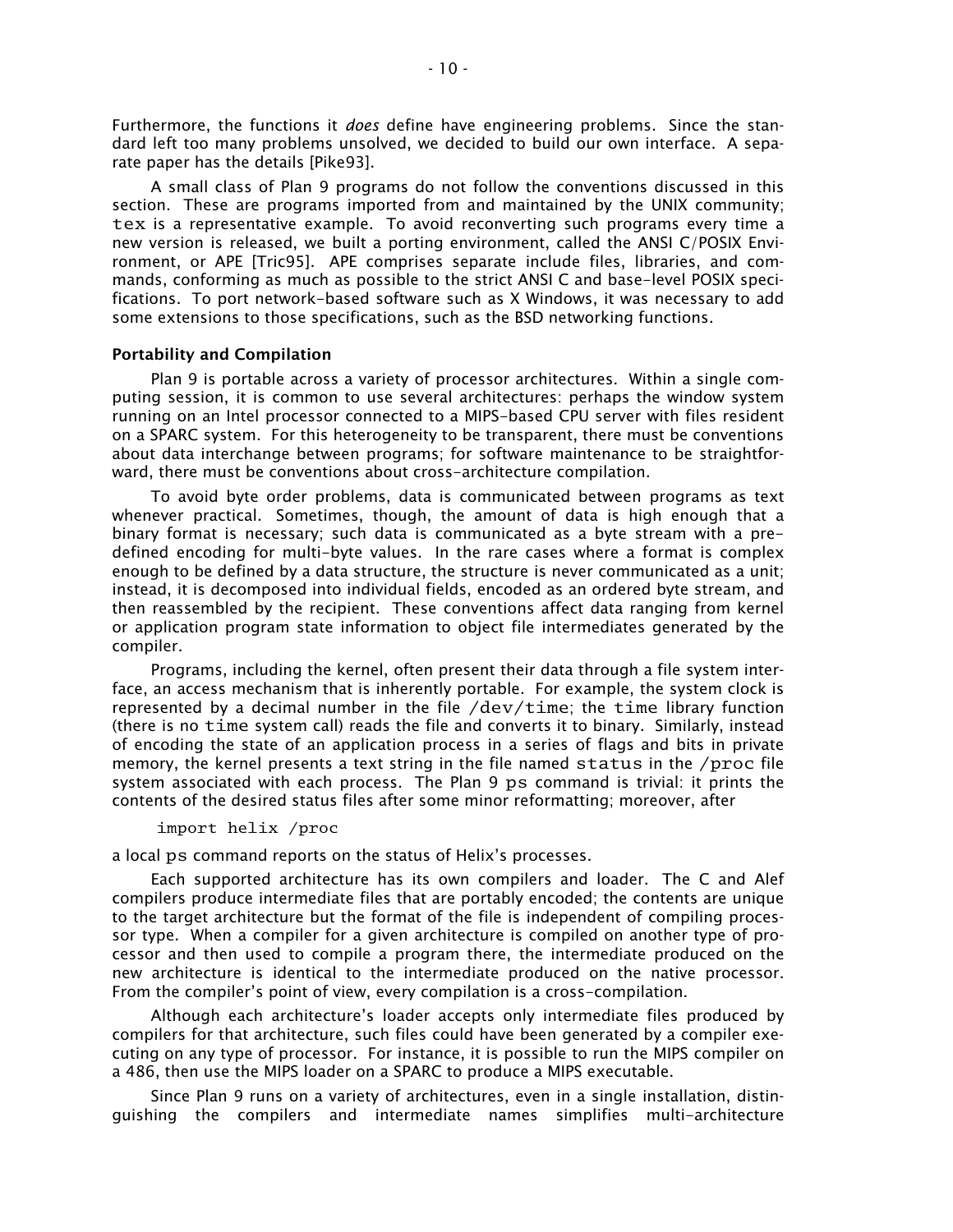Furthermore, the functions it *does* define have engineering problems. Since the standard left too many problems unsolved, we decided to build our own interface. A separate paper has the details [Pike93].

A small class of Plan 9 programs do not follow the conventions discussed in this section. These are programs imported from and maintained by the UNIX community; `tex` is a representative example. To avoid reconverting such programs every time a new version is released, we built a porting environment, called the ANSI C/POSIX Environment, or APE [Tric95]. APE comprises separate include files, libraries, and commands, conforming as much as possible to the strict ANSI C and base-level POSIX specifications. To port network-based software such as X Windows, it was necessary to add some extensions to those specifications, such as the BSD networking functions.

### Portability and Compilation

Plan 9 is portable across a variety of processor architectures. Within a single computing session, it is common to use several architectures: perhaps the window system running on an Intel processor connected to a MIPS-based CPU server with files resident on a SPARC system. For this heterogeneity to be transparent, there must be conventions about data interchange between programs; for software maintenance to be straightforward, there must be conventions about cross-architecture compilation.

To avoid byte order problems, data is communicated between programs as text whenever practical. Sometimes, though, the amount of data is high enough that a binary format is necessary; such data is communicated as a byte stream with a predefined encoding for multi-byte values. In the rare cases where a format is complex enough to be defined by a data structure, the structure is never communicated as a unit; instead, it is decomposed into individual fields, encoded as an ordered byte stream, and then reassembled by the recipient. These conventions affect data ranging from kernel or application program state information to object file intermediates generated by the compiler.

Programs, including the kernel, often present their data through a file system interface, an access mechanism that is inherently portable. For example, the system clock is represented by a decimal number in the file `/dev/time`; the `time` library function (there is no `time` system call) reads the file and converts it to binary. Similarly, instead of encoding the state of an application process in a series of flags and bits in private memory, the kernel presents a text string in the file named `status` in the `/proc` file system associated with each process. The Plan 9 `ps` command is trivial: it prints the contents of the desired status files after some minor reformatting; moreover, after

```
import helix /proc
```

a local `ps` command reports on the status of Helix's processes.

Each supported architecture has its own compilers and loader. The C and Alef compilers produce intermediate files that are portably encoded; the contents are unique to the target architecture but the format of the file is independent of compiling processor type. When a compiler for a given architecture is compiled on another type of processor and then used to compile a program there, the intermediate produced on the new architecture is identical to the intermediate produced on the native processor. From the compiler's point of view, every compilation is a cross-compilation.

Although each architecture's loader accepts only intermediate files produced by compilers for that architecture, such files could have been generated by a compiler executing on any type of processor. For instance, it is possible to run the MIPS compiler on a 486, then use the MIPS loader on a SPARC to produce a MIPS executable.

Since Plan 9 runs on a variety of architectures, even in a single installation, distinguishing the compilers and intermediate names simplifies multi-architecture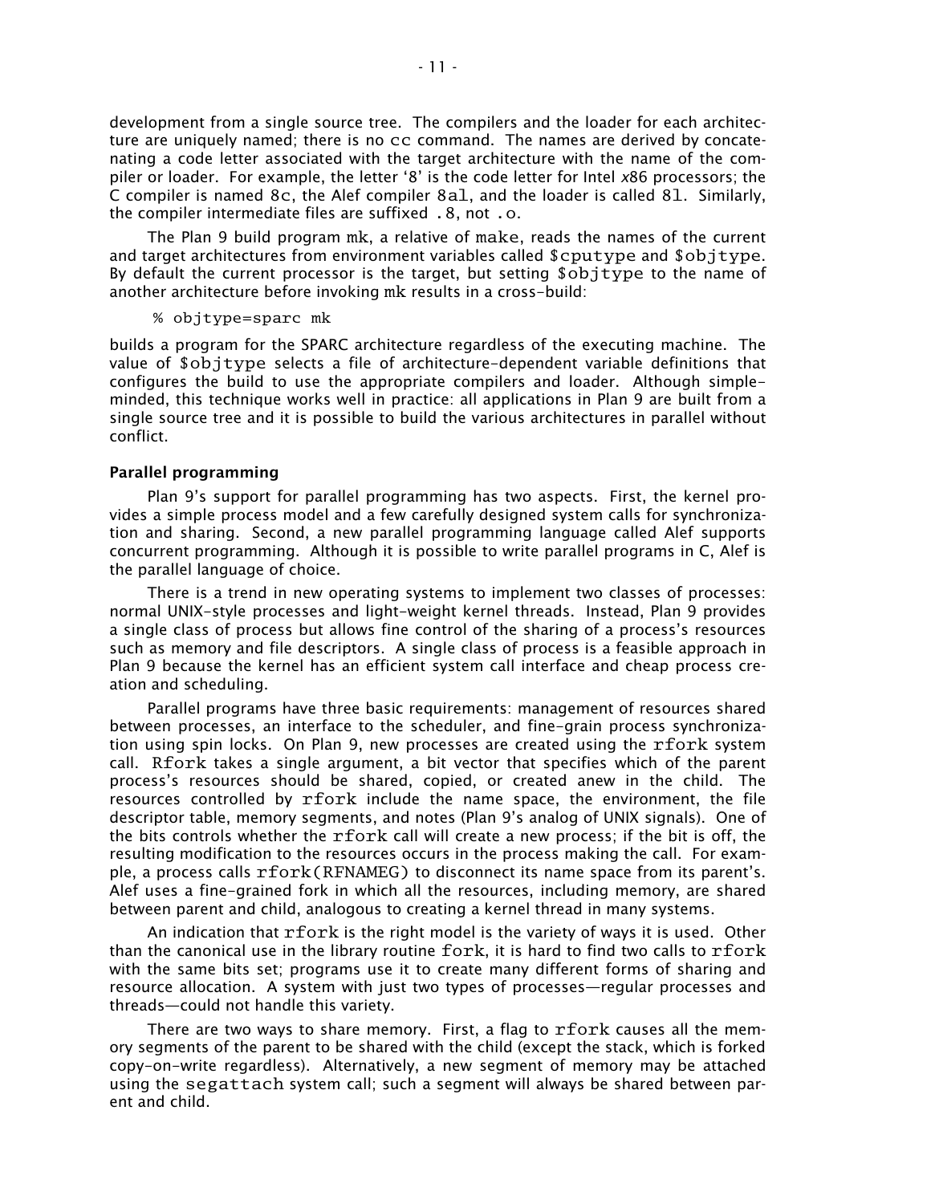development from a single source tree. The compilers and the loader for each architecture are uniquely named; there is no `cc` command. The names are derived by concatenating a code letter associated with the target architecture with the name of the compiler or loader. For example, the letter '8' is the code letter for Intel *x*86 processors; the C compiler is named `8c`, the Alef compiler `8al`, and the loader is called `8l`. Similarly, the compiler intermediate files are suffixed `.8`, not `.o`.

The Plan 9 build program `mk`, a relative of `make`, reads the names of the current and target architectures from environment variables called `$cputype` and `$objtype`. By default the current processor is the target, but setting `$objtype` to the name of another architecture before invoking `mk` results in a cross-build:

```
% objtype=sparc mk
```

builds a program for the SPARC architecture regardless of the executing machine. The value of `$objtype` selects a file of architecture-dependent variable definitions that configures the build to use the appropriate compilers and loader. Although simple-minded, this technique works well in practice: all applications in Plan 9 are built from a single source tree and it is possible to build the various architectures in parallel without conflict.

### Parallel programming

Plan 9's support for parallel programming has two aspects. First, the kernel provides a simple process model and a few carefully designed system calls for synchronization and sharing. Second, a new parallel programming language called Alef supports concurrent programming. Although it is possible to write parallel programs in C, Alef is the parallel language of choice.

There is a trend in new operating systems to implement two classes of processes: normal UNIX-style processes and light-weight kernel threads. Instead, Plan 9 provides a single class of process but allows fine control of the sharing of a process's resources such as memory and file descriptors. A single class of process is a feasible approach in Plan 9 because the kernel has an efficient system call interface and cheap process creation and scheduling.

Parallel programs have three basic requirements: management of resources shared between processes, an interface to the scheduler, and fine-grain process synchronization using spin locks. On Plan 9, new processes are created using the `rfork` system call. `Rfork` takes a single argument, a bit vector that specifies which of the parent process's resources should be shared, copied, or created anew in the child. The resources controlled by `rfork` include the name space, the environment, the file descriptor table, memory segments, and notes (Plan 9's analog of UNIX signals). One of the bits controls whether the `rfork` call will create a new process; if the bit is off, the resulting modification to the resources occurs in the process making the call. For example, a process calls `rfork(RFNAMEG)` to disconnect its name space from its parent's. Alef uses a fine-grained fork in which all the resources, including memory, are shared between parent and child, analogous to creating a kernel thread in many systems.

An indication that `rfork` is the right model is the variety of ways it is used. Other than the canonical use in the library routine `fork`, it is hard to find two calls to `rfork` with the same bits set; programs use it to create many different forms of sharing and resource allocation. A system with just two types of processes—regular processes and threads—could not handle this variety.

There are two ways to share memory. First, a flag to `rfork` causes all the memory segments of the parent to be shared with the child (except the stack, which is forked copy-on-write regardless). Alternatively, a new segment of memory may be attached using the `segattach` system call; such a segment will always be shared between parent and child.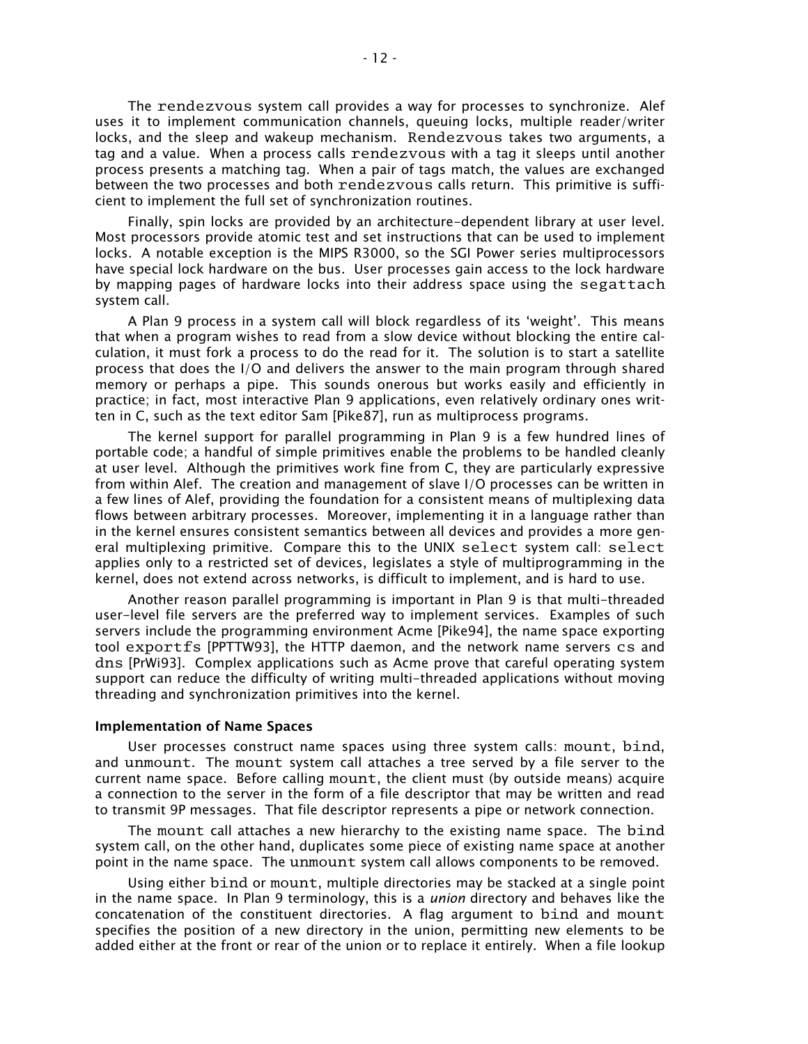The `rendezvous` system call provides a way for processes to synchronize. Alef uses it to implement communication channels, queuing locks, multiple reader/writer locks, and the sleep and wakeup mechanism. `Rendezvous` takes two arguments, a tag and a value. When a process calls `rendezvous` with a tag it sleeps until another process presents a matching tag. When a pair of tags match, the values are exchanged between the two processes and both `rendezvous` calls return. This primitive is sufficient to implement the full set of synchronization routines.

Finally, spin locks are provided by an architecture-dependent library at user level. Most processors provide atomic test and set instructions that can be used to implement locks. A notable exception is the MIPS R3000, so the SGI Power series multiprocessors have special lock hardware on the bus. User processes gain access to the lock hardware by mapping pages of hardware locks into their address space using the `segattach` system call.

A Plan 9 process in a system call will block regardless of its 'weight'. This means that when a program wishes to read from a slow device without blocking the entire calculation, it must fork a process to do the read for it. The solution is to start a satellite process that does the I/O and delivers the answer to the main program through shared memory or perhaps a pipe. This sounds onerous but works easily and efficiently in practice; in fact, most interactive Plan 9 applications, even relatively ordinary ones written in C, such as the text editor Sam [Pike87], run as multiprocess programs.

The kernel support for parallel programming in Plan 9 is a few hundred lines of portable code; a handful of simple primitives enable the problems to be handled cleanly at user level. Although the primitives work fine from C, they are particularly expressive from within Alef. The creation and management of slave I/O processes can be written in a few lines of Alef, providing the foundation for a consistent means of multiplexing data flows between arbitrary processes. Moreover, implementing it in a language rather than in the kernel ensures consistent semantics between all devices and provides a more general multiplexing primitive. Compare this to the UNIX `select` system call: `select` applies only to a restricted set of devices, legislates a style of multiprogramming in the kernel, does not extend across networks, is difficult to implement, and is hard to use.

Another reason parallel programming is important in Plan 9 is that multi-threaded user-level file servers are the preferred way to implement services. Examples of such servers include the programming environment Acme [Pike94], the name space exporting tool `exportfs` [PPTTW93], the HTTP daemon, and the network name servers `cs` and `dns` [PrWi93]. Complex applications such as Acme prove that careful operating system support can reduce the difficulty of writing multi-threaded applications without moving threading and synchronization primitives into the kernel.

### Implementation of Name Spaces

User processes construct name spaces using three system calls: `mount`, `bind`, and `unmount`. The `mount` system call attaches a tree served by a file server to the current name space. Before calling `mount`, the client must (by outside means) acquire a connection to the server in the form of a file descriptor that may be written and read to transmit 9P messages. That file descriptor represents a pipe or network connection.

The `mount` call attaches a new hierarchy to the existing name space. The `bind` system call, on the other hand, duplicates some piece of existing name space at another point in the name space. The `unmount` system call allows components to be removed.

Using either `bind` or `mount`, multiple directories may be stacked at a single point in the name space. In Plan 9 terminology, this is a *union* directory and behaves like the concatenation of the constituent directories. A flag argument to `bind` and `mount` specifies the position of a new directory in the union, permitting new elements to be added either at the front or rear of the union or to replace it entirely. When a file lookup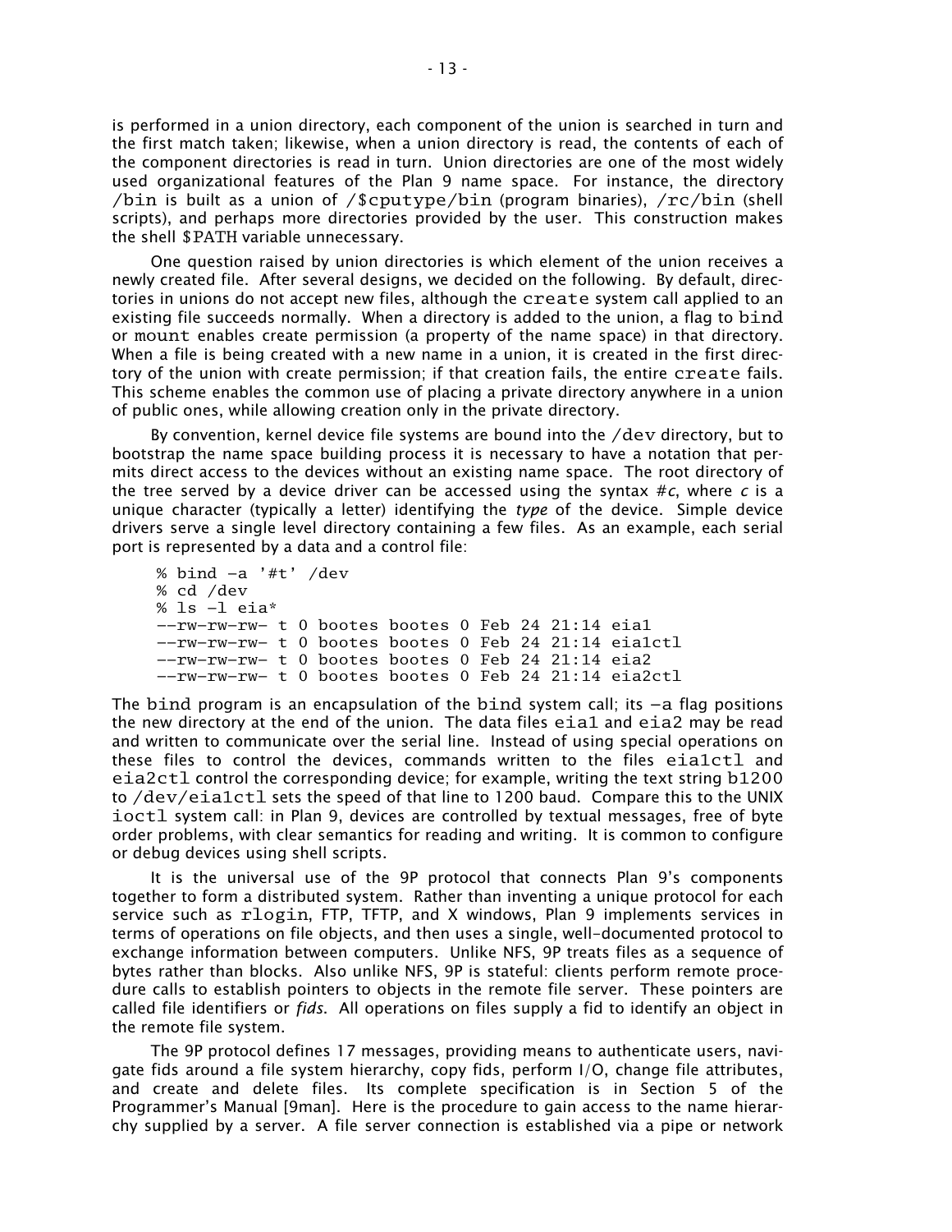is performed in a union directory, each component of the union is searched in turn and the first match taken; likewise, when a union directory is read, the contents of each of the component directories is read in turn. Union directories are one of the most widely used organizational features of the Plan 9 name space. For instance, the directory `/bin` is built as a union of `/$cputype/bin` (program binaries), `/rc/bin` (shell scripts), and perhaps more directories provided by the user. This construction makes the shell `$PATH` variable unnecessary.

One question raised by union directories is which element of the union receives a newly created file. After several designs, we decided on the following. By default, directories in unions do not accept new files, although the `create` system call applied to an existing file succeeds normally. When a directory is added to the union, a flag to `bind` or `mount` enables create permission (a property of the name space) in that directory. When a file is being created with a new name in a union, it is created in the first directory of the union with create permission; if that creation fails, the entire `create` fails. This scheme enables the common use of placing a private directory anywhere in a union of public ones, while allowing creation only in the private directory.

By convention, kernel device file systems are bound into the `/dev` directory, but to bootstrap the name space building process it is necessary to have a notation that permits direct access to the devices without an existing name space. The root directory of the tree served by a device driver can be accessed using the syntax #*c*, where *c* is a unique character (typically a letter) identifying the *type* of the device. Simple device drivers serve a single level directory containing a few files. As an example, each serial port is represented by a data and a control file:

```
% bind -a '#t' /dev
% cd /dev
% ls -l eia*
--rw-rw-rw- t 0 bootes bootes 0 Feb 24 21:14 eia1
--rw-rw-rw- t 0 bootes bootes 0 Feb 24 21:14 eia1ctl
--rw-rw-rw- t 0 bootes bootes 0 Feb 24 21:14 eia2
--rw-rw-rw- t 0 bootes bootes 0 Feb 24 21:14 eia2ctl
```

The `bind` program is an encapsulation of the `bind` system call; its `-a` flag positions the new directory at the end of the union. The data files `eia1` and `eia2` may be read and written to communicate over the serial line. Instead of using special operations on these files to control the devices, commands written to the files `eia1ctl` and `eia2ctl` control the corresponding device; for example, writing the text string `b1200` to `/dev/eia1ctl` sets the speed of that line to 1200 baud. Compare this to the UNIX `ioctl` system call: in Plan 9, devices are controlled by textual messages, free of byte order problems, with clear semantics for reading and writing. It is common to configure or debug devices using shell scripts.

It is the universal use of the 9P protocol that connects Plan 9's components together to form a distributed system. Rather than inventing a unique protocol for each service such as `rlogin`, FTP, TFTP, and X windows, Plan 9 implements services in terms of operations on file objects, and then uses a single, well-documented protocol to exchange information between computers. Unlike NFS, 9P treats files as a sequence of bytes rather than blocks. Also unlike NFS, 9P is stateful: clients perform remote procedure calls to establish pointers to objects in the remote file server. These pointers are called file identifiers or *fids*. All operations on files supply a fid to identify an object in the remote file system.

The 9P protocol defines 17 messages, providing means to authenticate users, navigate fids around a file system hierarchy, copy fids, perform I/O, change file attributes, and create and delete files. Its complete specification is in Section 5 of the Programmer's Manual [9man]. Here is the procedure to gain access to the name hierarchy supplied by a server. A file server connection is established via a pipe or network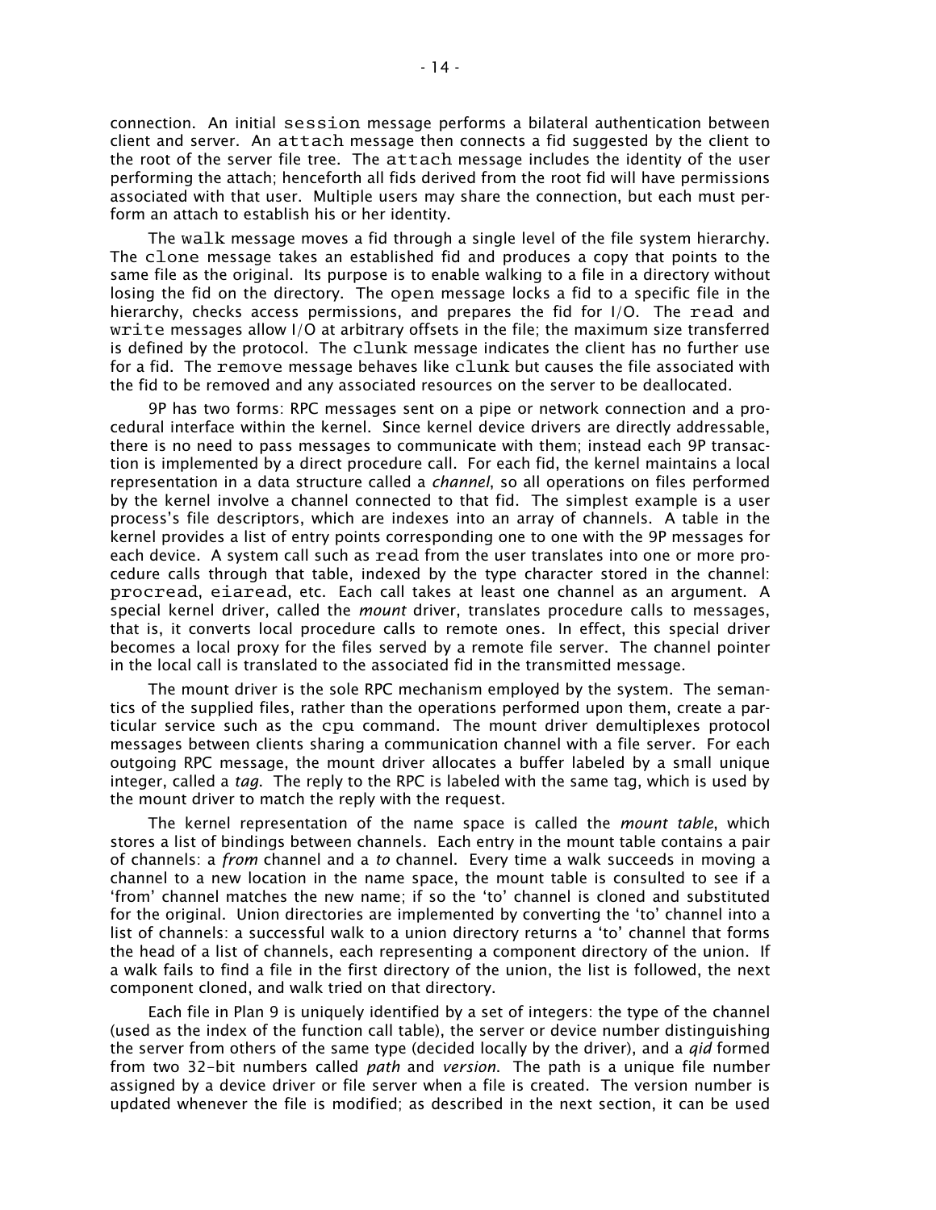connection. An initial `session` message performs a bilateral authentication between client and server. An `attach` message then connects a fid suggested by the client to the root of the server file tree. The `attach` message includes the identity of the user performing the attach; henceforth all fids derived from the root fid will have permissions associated with that user. Multiple users may share the connection, but each must perform an attach to establish his or her identity.

The `walk` message moves a fid through a single level of the file system hierarchy. The `clone` message takes an established fid and produces a copy that points to the same file as the original. Its purpose is to enable walking to a file in a directory without losing the fid on the directory. The `open` message locks a fid to a specific file in the hierarchy, checks access permissions, and prepares the fid for I/O. The `read` and `write` messages allow I/O at arbitrary offsets in the file; the maximum size transferred is defined by the protocol. The `clunk` message indicates the client has no further use for a fid. The `remove` message behaves like `clunk` but causes the file associated with the fid to be removed and any associated resources on the server to be deallocated.

9P has two forms: RPC messages sent on a pipe or network connection and a procedural interface within the kernel. Since kernel device drivers are directly addressable, there is no need to pass messages to communicate with them; instead each 9P transaction is implemented by a direct procedure call. For each fid, the kernel maintains a local representation in a data structure called a *channel*, so all operations on files performed by the kernel involve a channel connected to that fid. The simplest example is a user process's file descriptors, which are indexes into an array of channels. A table in the kernel provides a list of entry points corresponding one to one with the 9P messages for each device. A system call such as `read` from the user translates into one or more procedure calls through that table, indexed by the type character stored in the channel: `procread`, `eiaread`, etc. Each call takes at least one channel as an argument. A special kernel driver, called the *mount* driver, translates procedure calls to messages, that is, it converts local procedure calls to remote ones. In effect, this special driver becomes a local proxy for the files served by a remote file server. The channel pointer in the local call is translated to the associated fid in the transmitted message.

The mount driver is the sole RPC mechanism employed by the system. The semantics of the supplied files, rather than the operations performed upon them, create a particular service such as the `cpu` command. The mount driver demultiplexes protocol messages between clients sharing a communication channel with a file server. For each outgoing RPC message, the mount driver allocates a buffer labeled by a small unique integer, called a *tag*. The reply to the RPC is labeled with the same tag, which is used by the mount driver to match the reply with the request.

The kernel representation of the name space is called the *mount table*, which stores a list of bindings between channels. Each entry in the mount table contains a pair of channels: a *from* channel and a *to* channel. Every time a walk succeeds in moving a channel to a new location in the name space, the mount table is consulted to see if a 'from' channel matches the new name; if so the 'to' channel is cloned and substituted for the original. Union directories are implemented by converting the 'to' channel into a list of channels: a successful walk to a union directory returns a 'to' channel that forms the head of a list of channels, each representing a component directory of the union. If a walk fails to find a file in the first directory of the union, the list is followed, the next component cloned, and walk tried on that directory.

Each file in Plan 9 is uniquely identified by a set of integers: the type of the channel (used as the index of the function call table), the server or device number distinguishing the server from others of the same type (decided locally by the driver), and a *qid* formed from two 32-bit numbers called *path* and *version*. The path is a unique file number assigned by a device driver or file server when a file is created. The version number is updated whenever the file is modified; as described in the next section, it can be used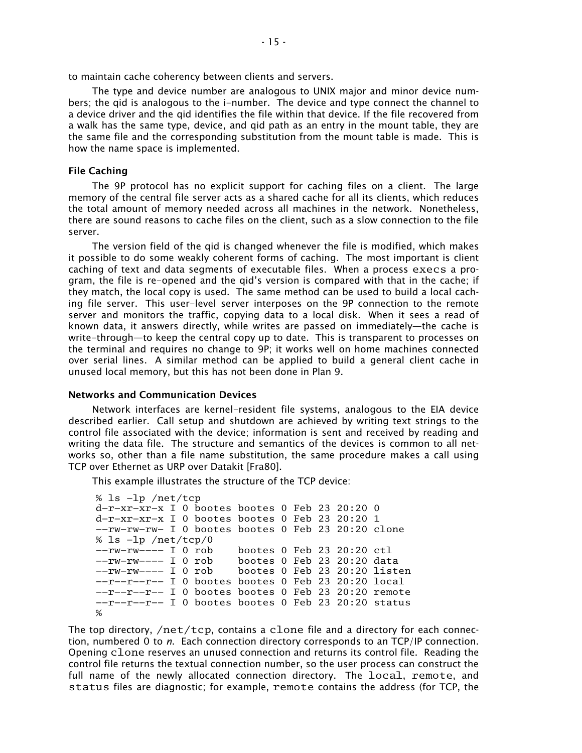to maintain cache coherency between clients and servers.

The type and device number are analogous to UNIX major and minor device numbers; the qid is analogous to the i-number. The device and type connect the channel to a device driver and the qid identifies the file within that device. If the file recovered from a walk has the same type, device, and qid path as an entry in the mount table, they are the same file and the corresponding substitution from the mount table is made. This is how the name space is implemented.

### File Caching

The 9P protocol has no explicit support for caching files on a client. The large memory of the central file server acts as a shared cache for all its clients, which reduces the total amount of memory needed across all machines in the network. Nonetheless, there are sound reasons to cache files on the client, such as a slow connection to the file server.

The version field of the qid is changed whenever the file is modified, which makes it possible to do some weakly coherent forms of caching. The most important is client caching of text and data segments of executable files. When a process `execs` a program, the file is re-opened and the qid's version is compared with that in the cache; if they match, the local copy is used. The same method can be used to build a local caching file server. This user-level server interposes on the 9P connection to the remote server and monitors the traffic, copying data to a local disk. When it sees a read of known data, it answers directly, while writes are passed on immediately—the cache is write-through—to keep the central copy up to date. This is transparent to processes on the terminal and requires no change to 9P; it works well on home machines connected over serial lines. A similar method can be applied to build a general client cache in unused local memory, but this has not been done in Plan 9.

### Networks and Communication Devices

Network interfaces are kernel-resident file systems, analogous to the EIA device described earlier. Call setup and shutdown are achieved by writing text strings to the control file associated with the device; information is sent and received by reading and writing the data file. The structure and semantics of the devices is common to all networks so, other than a file name substitution, the same procedure makes a call using TCP over Ethernet as URP over Datakit [Fra80].

This example illustrates the structure of the TCP device:

```
% ls -lp /net/tcp
d-r-xr-xr-x I 0 bootes bootes 0 Feb 23 20:20 0
d-r-xr-xr-x I 0 bootes bootes 0 Feb 23 20:20 1
--rw-rw-rw- I 0 bootes bootes 0 Feb 23 20:20 clone
% ls -lp /net/tcp/0
--rw-rw---- I 0 rob    bootes 0 Feb 23 20:20 ctl
--rw-rw---- I 0 rob    bootes 0 Feb 23 20:20 data
--rw-rw---- I 0 rob    bootes 0 Feb 23 20:20 listen
--r--r--r-- I 0 bootes bootes 0 Feb 23 20:20 local
--r--r--r-- I 0 bootes bootes 0 Feb 23 20:20 remote
--r--r--r-- I 0 bootes bootes 0 Feb 23 20:20 status
%
```

The top directory, `/net/tcp`, contains a `clone` file and a directory for each connection, numbered 0 to *n*. Each connection directory corresponds to an TCP/IP connection. Opening `clone` reserves an unused connection and returns its control file. Reading the control file returns the textual connection number, so the user process can construct the full name of the newly allocated connection directory. The `local`, `remote`, and `status` files are diagnostic; for example, `remote` contains the address (for TCP, the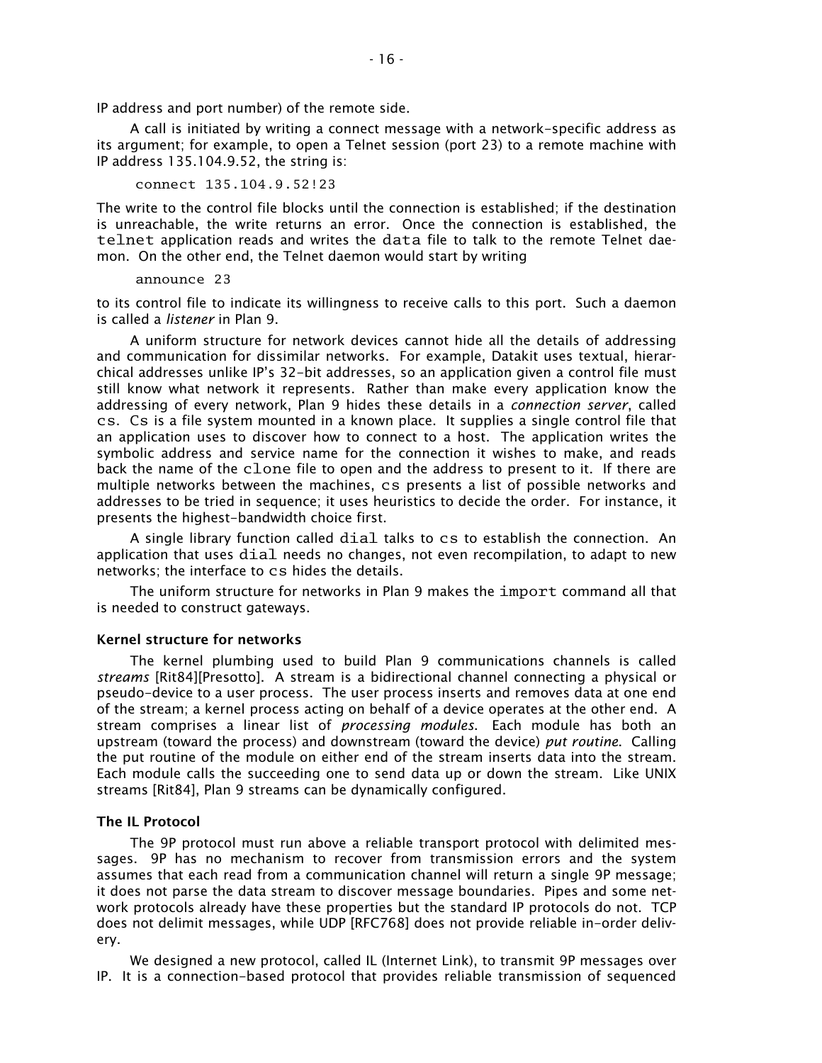IP address and port number) of the remote side.

A call is initiated by writing a connect message with a network-specific address as its argument; for example, to open a Telnet session (port 23) to a remote machine with IP address 135.104.9.52, the string is:

```
connect 135.104.9.52!23
```

The write to the control file blocks until the connection is established; if the destination is unreachable, the write returns an error. Once the connection is established, the `telnet` application reads and writes the `data` file to talk to the remote Telnet daemon. On the other end, the Telnet daemon would start by writing

```
announce 23
```

to its control file to indicate its willingness to receive calls to this port. Such a daemon is called a *listener* in Plan 9.

A uniform structure for network devices cannot hide all the details of addressing and communication for dissimilar networks. For example, Datakit uses textual, hierarchical addresses unlike IP's 32-bit addresses, so an application given a control file must still know what network it represents. Rather than make every application know the addressing of every network, Plan 9 hides these details in a *connection server*, called `cs`. `Cs` is a file system mounted in a known place. It supplies a single control file that an application uses to discover how to connect to a host. The application writes the symbolic address and service name for the connection it wishes to make, and reads back the name of the `clone` file to open and the address to present to it. If there are multiple networks between the machines, `cs` presents a list of possible networks and addresses to be tried in sequence; it uses heuristics to decide the order. For instance, it presents the highest-bandwidth choice first.

A single library function called `dial` talks to `cs` to establish the connection. An application that uses `dial` needs no changes, not even recompilation, to adapt to new networks; the interface to `cs` hides the details.

The uniform structure for networks in Plan 9 makes the `import` command all that is needed to construct gateways.

### Kernel structure for networks

The kernel plumbing used to build Plan 9 communications channels is called *streams* [Rit84][Presotto]. A stream is a bidirectional channel connecting a physical or pseudo-device to a user process. The user process inserts and removes data at one end of the stream; a kernel process acting on behalf of a device operates at the other end. A stream comprises a linear list of *processing modules*. Each module has both an upstream (toward the process) and downstream (toward the device) *put routine*. Calling the put routine of the module on either end of the stream inserts data into the stream. Each module calls the succeeding one to send data up or down the stream. Like UNIX streams [Rit84], Plan 9 streams can be dynamically configured.

### The IL Protocol

The 9P protocol must run above a reliable transport protocol with delimited messages. 9P has no mechanism to recover from transmission errors and the system assumes that each read from a communication channel will return a single 9P message; it does not parse the data stream to discover message boundaries. Pipes and some network protocols already have these properties but the standard IP protocols do not. TCP does not delimit messages, while UDP [RFC768] does not provide reliable in-order delivery.

We designed a new protocol, called IL (Internet Link), to transmit 9P messages over IP. It is a connection-based protocol that provides reliable transmission of sequenced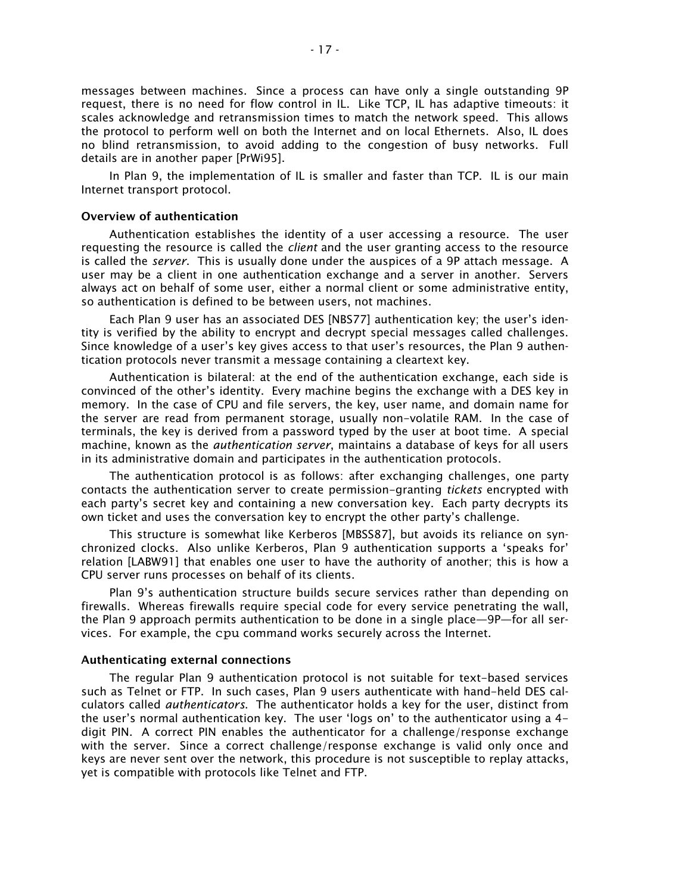messages between machines. Since a process can have only a single outstanding 9P request, there is no need for flow control in IL. Like TCP, IL has adaptive timeouts: it scales acknowledge and retransmission times to match the network speed. This allows the protocol to perform well on both the Internet and on local Ethernets. Also, IL does no blind retransmission, to avoid adding to the congestion of busy networks. Full details are in another paper [PrWi95].

In Plan 9, the implementation of IL is smaller and faster than TCP. IL is our main Internet transport protocol.

### Overview of authentication

Authentication establishes the identity of a user accessing a resource. The user requesting the resource is called the *client* and the user granting access to the resource is called the *server*. This is usually done under the auspices of a 9P attach message. A user may be a client in one authentication exchange and a server in another. Servers always act on behalf of some user, either a normal client or some administrative entity, so authentication is defined to be between users, not machines.

Each Plan 9 user has an associated DES [NBS77] authentication key; the user's identity is verified by the ability to encrypt and decrypt special messages called challenges. Since knowledge of a user's key gives access to that user's resources, the Plan 9 authentication protocols never transmit a message containing a cleartext key.

Authentication is bilateral: at the end of the authentication exchange, each side is convinced of the other's identity. Every machine begins the exchange with a DES key in memory. In the case of CPU and file servers, the key, user name, and domain name for the server are read from permanent storage, usually non-volatile RAM. In the case of terminals, the key is derived from a password typed by the user at boot time. A special machine, known as the *authentication server*, maintains a database of keys for all users in its administrative domain and participates in the authentication protocols.

The authentication protocol is as follows: after exchanging challenges, one party contacts the authentication server to create permission-granting *tickets* encrypted with each party's secret key and containing a new conversation key. Each party decrypts its own ticket and uses the conversation key to encrypt the other party's challenge.

This structure is somewhat like Kerberos [MBSS87], but avoids its reliance on synchronized clocks. Also unlike Kerberos, Plan 9 authentication supports a 'speaks for' relation [LABW91] that enables one user to have the authority of another; this is how a CPU server runs processes on behalf of its clients.

Plan 9's authentication structure builds secure services rather than depending on firewalls. Whereas firewalls require special code for every service penetrating the wall, the Plan 9 approach permits authentication to be done in a single place—9P—for all services. For example, the `cpu` command works securely across the Internet.

### Authenticating external connections

The regular Plan 9 authentication protocol is not suitable for text-based services such as Telnet or FTP. In such cases, Plan 9 users authenticate with hand-held DES calculators called *authenticators*. The authenticator holds a key for the user, distinct from the user's normal authentication key. The user 'logs on' to the authenticator using a 4-digit PIN. A correct PIN enables the authenticator for a challenge/response exchange with the server. Since a correct challenge/response exchange is valid only once and keys are never sent over the network, this procedure is not susceptible to replay attacks, yet is compatible with protocols like Telnet and FTP.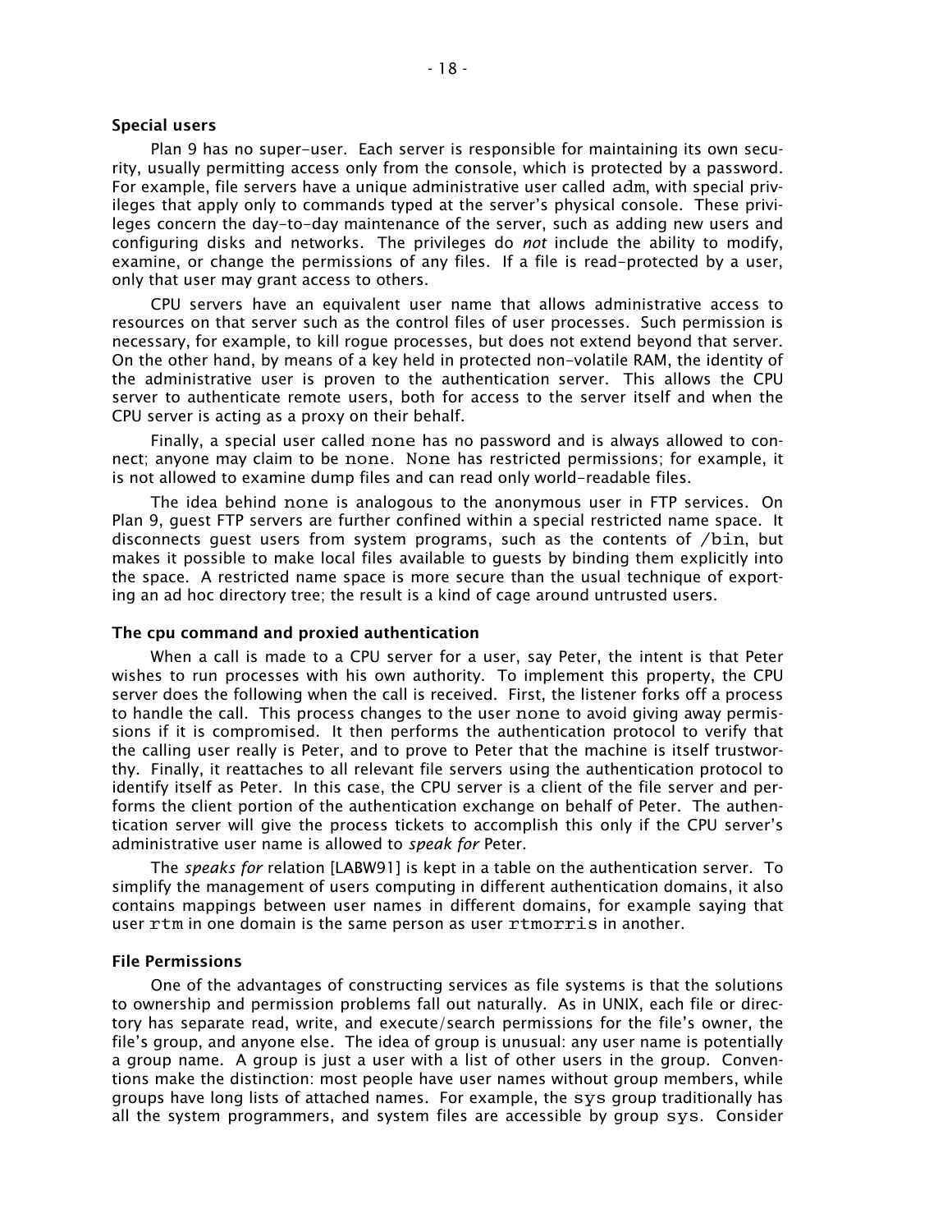### Special users

Plan 9 has no super-user. Each server is responsible for maintaining its own security, usually permitting access only from the console, which is protected by a password. For example, file servers have a unique administrative user called `adm`, with special privileges that apply only to commands typed at the server's physical console. These privileges concern the day-to-day maintenance of the server, such as adding new users and configuring disks and networks. The privileges do *not* include the ability to modify, examine, or change the permissions of any files. If a file is read-protected by a user, only that user may grant access to others.

CPU servers have an equivalent user name that allows administrative access to resources on that server such as the control files of user processes. Such permission is necessary, for example, to kill rogue processes, but does not extend beyond that server. On the other hand, by means of a key held in protected non-volatile RAM, the identity of the administrative user is proven to the authentication server. This allows the CPU server to authenticate remote users, both for access to the server itself and when the CPU server is acting as a proxy on their behalf.

Finally, a special user called `none` has no password and is always allowed to connect; anyone may claim to be `none`. `None` has restricted permissions; for example, it is not allowed to examine dump files and can read only world-readable files.

The idea behind `none` is analogous to the anonymous user in FTP services. On Plan 9, guest FTP servers are further confined within a special restricted name space. It disconnects guest users from system programs, such as the contents of `/bin`, but makes it possible to make local files available to guests by binding them explicitly into the space. A restricted name space is more secure than the usual technique of exporting an ad hoc directory tree; the result is a kind of cage around untrusted users.

### The cpu command and proxied authentication

When a call is made to a CPU server for a user, say Peter, the intent is that Peter wishes to run processes with his own authority. To implement this property, the CPU server does the following when the call is received. First, the listener forks off a process to handle the call. This process changes to the user `none` to avoid giving away permissions if it is compromised. It then performs the authentication protocol to verify that the calling user really is Peter, and to prove to Peter that the machine is itself trustworthy. Finally, it reattaches to all relevant file servers using the authentication protocol to identify itself as Peter. In this case, the CPU server is a client of the file server and performs the client portion of the authentication exchange on behalf of Peter. The authentication server will give the process tickets to accomplish this only if the CPU server's administrative user name is allowed to *speak for* Peter.

The *speaks for* relation [LABW91] is kept in a table on the authentication server. To simplify the management of users computing in different authentication domains, it also contains mappings between user names in different domains, for example saying that user `rtm` in one domain is the same person as user `rtmorris` in another.

### File Permissions

One of the advantages of constructing services as file systems is that the solutions to ownership and permission problems fall out naturally. As in UNIX, each file or directory has separate read, write, and execute/search permissions for the file's owner, the file's group, and anyone else. The idea of group is unusual: any user name is potentially a group name. A group is just a user with a list of other users in the group. Conventions make the distinction: most people have user names without group members, while groups have long lists of attached names. For example, the `sys` group traditionally has all the system programmers, and system files are accessible by group `sys`. Consider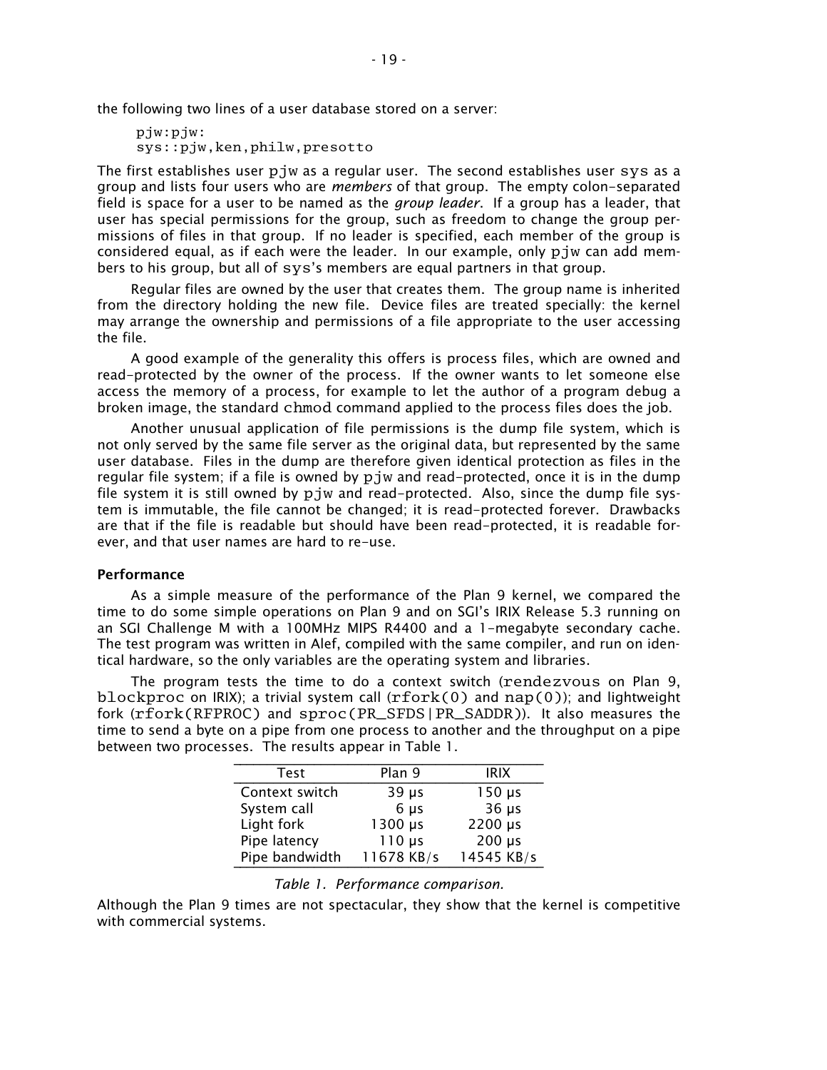the following two lines of a user database stored on a server:

```
pjw:pjw:
sys::pjw,ken,philw,presotto
```

The first establishes user pjw as a regular user. The second establishes user sys as a group and lists four users who are *members* of that group. The empty colon-separated field is space for a user to be named as the *group leader*. If a group has a leader, that user has special permissions for the group, such as freedom to change the group permissions of files in that group. If no leader is specified, each member of the group is considered equal, as if each were the leader. In our example, only pjw can add members to his group, but all of sys's members are equal partners in that group.

Regular files are owned by the user that creates them. The group name is inherited from the directory holding the new file. Device files are treated specially: the kernel may arrange the ownership and permissions of a file appropriate to the user accessing the file.

A good example of the generality this offers is process files, which are owned and read-protected by the owner of the process. If the owner wants to let someone else access the memory of a process, for example to let the author of a program debug a broken image, the standard chmod command applied to the process files does the job.

Another unusual application of file permissions is the dump file system, which is not only served by the same file server as the original data, but represented by the same user database. Files in the dump are therefore given identical protection as files in the regular file system; if a file is owned by pjw and read-protected, once it is in the dump file system it is still owned by pjw and read-protected. Also, since the dump file system is immutable, the file cannot be changed; it is read-protected forever. Drawbacks are that if the file is readable but should have been read-protected, it is readable forever, and that user names are hard to re-use.

**Performance**

As a simple measure of the performance of the Plan 9 kernel, we compared the time to do some simple operations on Plan 9 and on SGI's IRIX Release 5.3 running on an SGI Challenge M with a 100MHz MIPS R4400 and a 1-megabyte secondary cache. The test program was written in Alef, compiled with the same compiler, and run on identical hardware, so the only variables are the operating system and libraries.

The program tests the time to do a context switch (rendezvous on Plan 9, blockproc on IRIX); a trivial system call (rfork(0) and nap(0)); and lightweight fork (rfork(RFPROC) and sproc(PR_SFDS|PR_SADDR)). It also measures the time to send a byte on a pipe from one process to another and the throughput on a pipe between two processes. The results appear in Table 1.

| Test | Plan 9 | IRIX |
|---|---|---|
| Context switch | 39 µs | 150 µs |
| System call | 6 µs | 36 µs |
| Light fork | 1300 µs | 2200 µs |
| Pipe latency | 110 µs | 200 µs |
| Pipe bandwidth | 11678 KB/s | 14545 KB/s |

*Table 1. Performance comparison.*

Although the Plan 9 times are not spectacular, they show that the kernel is competitive with commercial systems.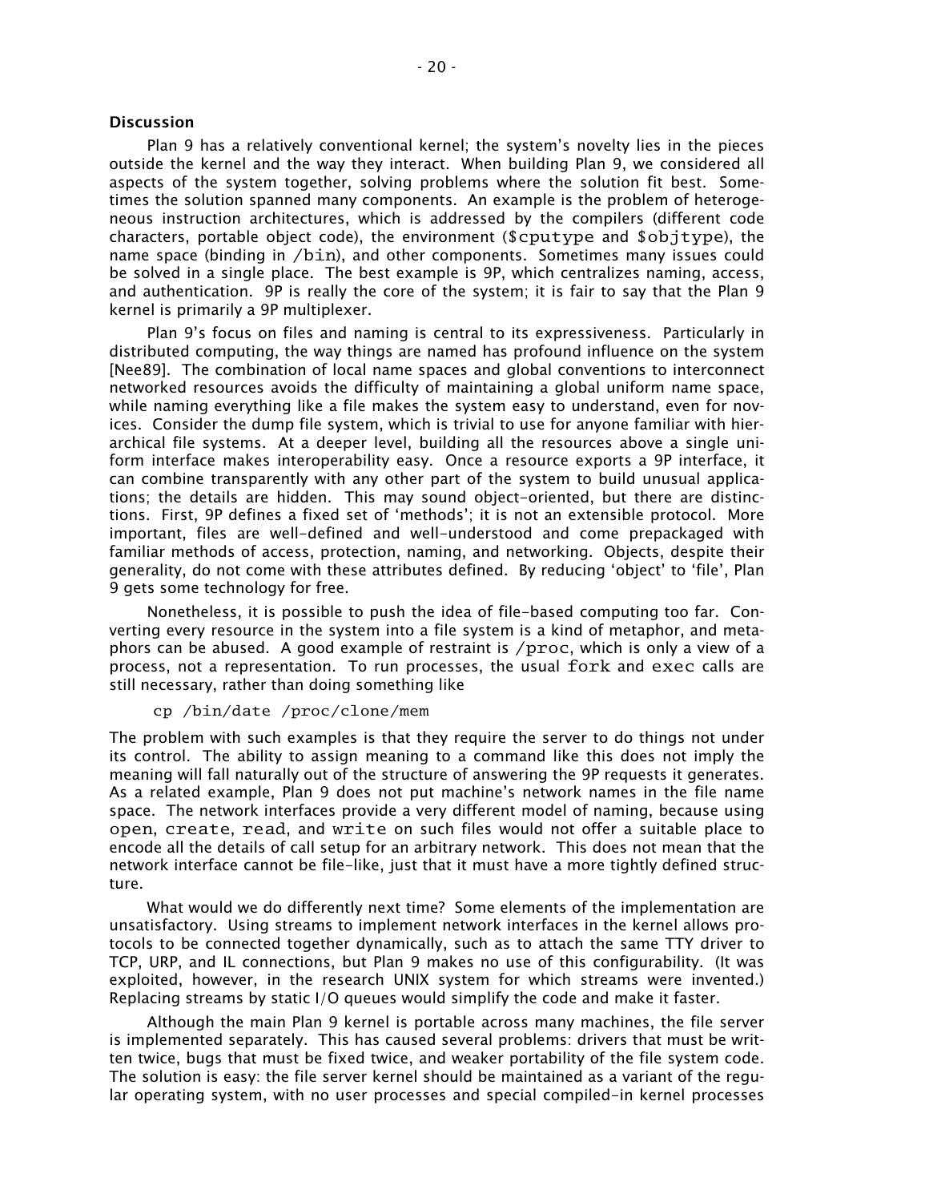### Discussion

Plan 9 has a relatively conventional kernel; the system's novelty lies in the pieces outside the kernel and the way they interact. When building Plan 9, we considered all aspects of the system together, solving problems where the solution fit best. Sometimes the solution spanned many components. An example is the problem of heterogeneous instruction architectures, which is addressed by the compilers (different code characters, portable object code), the environment (`$cputype` and `$objtype`), the name space (binding in `/bin`), and other components. Sometimes many issues could be solved in a single place. The best example is 9P, which centralizes naming, access, and authentication. 9P is really the core of the system; it is fair to say that the Plan 9 kernel is primarily a 9P multiplexer.

Plan 9's focus on files and naming is central to its expressiveness. Particularly in distributed computing, the way things are named has profound influence on the system [Nee89]. The combination of local name spaces and global conventions to interconnect networked resources avoids the difficulty of maintaining a global uniform name space, while naming everything like a file makes the system easy to understand, even for novices. Consider the dump file system, which is trivial to use for anyone familiar with hierarchical file systems. At a deeper level, building all the resources above a single uniform interface makes interoperability easy. Once a resource exports a 9P interface, it can combine transparently with any other part of the system to build unusual applications; the details are hidden. This may sound object-oriented, but there are distinctions. First, 9P defines a fixed set of 'methods'; it is not an extensible protocol. More important, files are well-defined and well-understood and come prepackaged with familiar methods of access, protection, naming, and networking. Objects, despite their generality, do not come with these attributes defined. By reducing 'object' to 'file', Plan 9 gets some technology for free.

Nonetheless, it is possible to push the idea of file-based computing too far. Converting every resource in the system into a file system is a kind of metaphor, and metaphors can be abused. A good example of restraint is `/proc`, which is only a view of a process, not a representation. To run processes, the usual `fork` and `exec` calls are still necessary, rather than doing something like

```
cp /bin/date /proc/clone/mem
```

The problem with such examples is that they require the server to do things not under its control. The ability to assign meaning to a command like this does not imply the meaning will fall naturally out of the structure of answering the 9P requests it generates. As a related example, Plan 9 does not put machine's network names in the file name space. The network interfaces provide a very different model of naming, because using `open`, `create`, `read`, and `write` on such files would not offer a suitable place to encode all the details of call setup for an arbitrary network. This does not mean that the network interface cannot be file-like, just that it must have a more tightly defined structure.

What would we do differently next time? Some elements of the implementation are unsatisfactory. Using streams to implement network interfaces in the kernel allows protocols to be connected together dynamically, such as to attach the same TTY driver to TCP, URP, and IL connections, but Plan 9 makes no use of this configurability. (It was exploited, however, in the research UNIX system for which streams were invented.) Replacing streams by static I/O queues would simplify the code and make it faster.

Although the main Plan 9 kernel is portable across many machines, the file server is implemented separately. This has caused several problems: drivers that must be written twice, bugs that must be fixed twice, and weaker portability of the file system code. The solution is easy: the file server kernel should be maintained as a variant of the regular operating system, with no user processes and special compiled-in kernel processes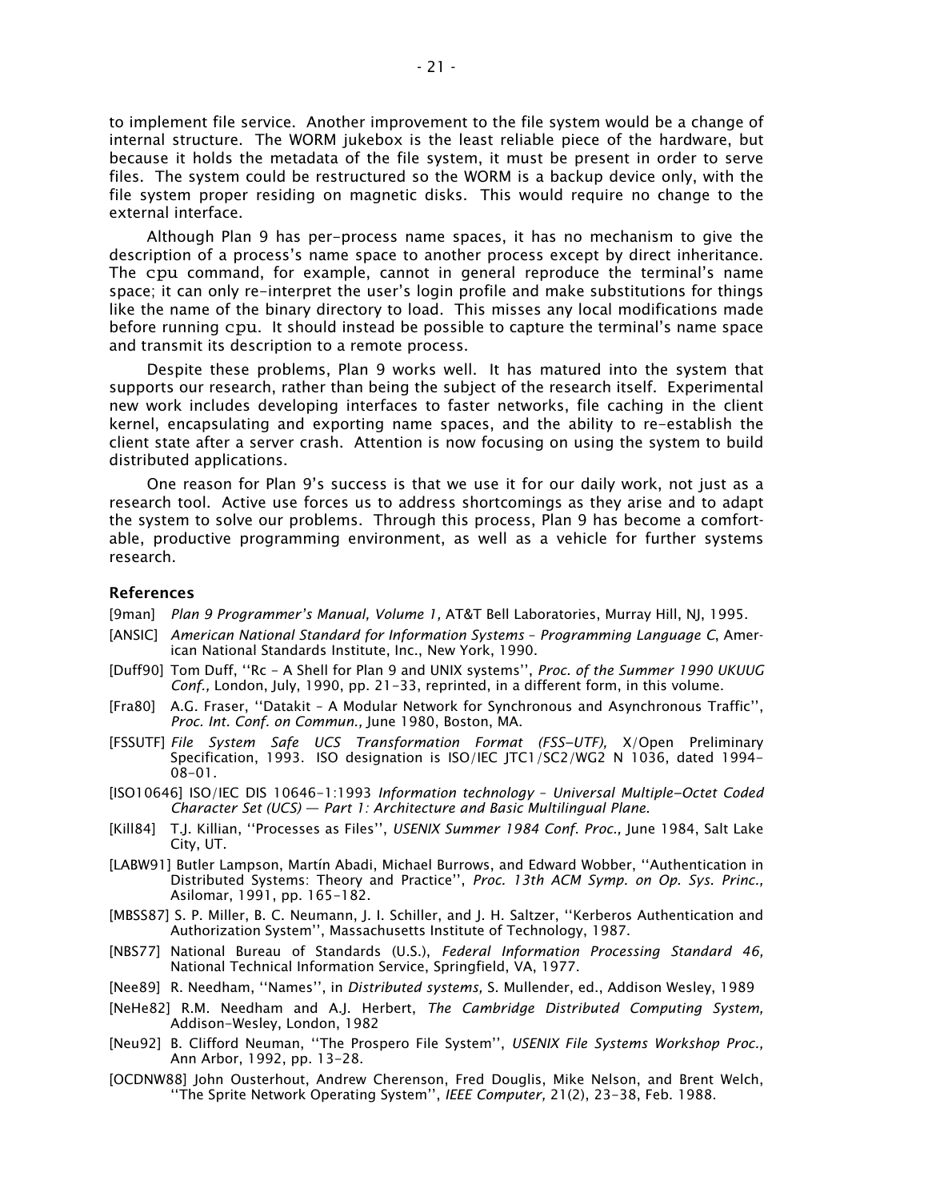to implement file service. Another improvement to the file system would be a change of internal structure. The WORM jukebox is the least reliable piece of the hardware, but because it holds the metadata of the file system, it must be present in order to serve files. The system could be restructured so the WORM is a backup device only, with the file system proper residing on magnetic disks. This would require no change to the external interface.

Although Plan 9 has per-process name spaces, it has no mechanism to give the description of a process's name space to another process except by direct inheritance. The `cpu` command, for example, cannot in general reproduce the terminal's name space; it can only re-interpret the user's login profile and make substitutions for things like the name of the binary directory to load. This misses any local modifications made before running `cpu`. It should instead be possible to capture the terminal's name space and transmit its description to a remote process.

Despite these problems, Plan 9 works well. It has matured into the system that supports our research, rather than being the subject of the research itself. Experimental new work includes developing interfaces to faster networks, file caching in the client kernel, encapsulating and exporting name spaces, and the ability to re-establish the client state after a server crash. Attention is now focusing on using the system to build distributed applications.

One reason for Plan 9's success is that we use it for our daily work, not just as a research tool. Active use forces us to address shortcomings as they arise and to adapt the system to solve our problems. Through this process, Plan 9 has become a comfortable, productive programming environment, as well as a vehicle for further systems research.

## References

[9man] *Plan 9 Programmer's Manual, Volume 1,* AT&T Bell Laboratories, Murray Hill, NJ, 1995.

[ANSIC] *American National Standard for Information Systems – Programming Language C*, American National Standards Institute, Inc., New York, 1990.

[Duff90] Tom Duff, ''Rc - A Shell for Plan 9 and UNIX systems'', *Proc. of the Summer 1990 UKUUG Conf.,* London, July, 1990, pp. 21-33, reprinted, in a different form, in this volume.

[Fra80] A.G. Fraser, ''Datakit – A Modular Network for Synchronous and Asynchronous Traffic'', *Proc. Int. Conf. on Commun.,* June 1980, Boston, MA.

[FSSUTF] *File System Safe UCS Transformation Format (FSS-UTF),* X/Open Preliminary Specification, 1993. ISO designation is ISO/IEC JTC1/SC2/WG2 N 1036, dated 1994-08-01.

[ISO10646] ISO/IEC DIS 10646-1:1993 *Information technology – Universal Multiple-Octet Coded Character Set (UCS) — Part 1: Architecture and Basic Multilingual Plane.*

[Kill84] T.J. Killian, ''Processes as Files'', *USENIX Summer 1984 Conf. Proc.,* June 1984, Salt Lake City, UT.

[LABW91] Butler Lampson, Martín Abadi, Michael Burrows, and Edward Wobber, ''Authentication in Distributed Systems: Theory and Practice'', *Proc. 13th ACM Symp. on Op. Sys. Princ.,* Asilomar, 1991, pp. 165-182.

[MBSS87] S. P. Miller, B. C. Neumann, J. I. Schiller, and J. H. Saltzer, ''Kerberos Authentication and Authorization System'', Massachusetts Institute of Technology, 1987.

[NBS77] National Bureau of Standards (U.S.), *Federal Information Processing Standard 46,* National Technical Information Service, Springfield, VA, 1977.

[Nee89] R. Needham, ''Names'', in *Distributed systems,* S. Mullender, ed., Addison Wesley, 1989

[NeHe82] R.M. Needham and A.J. Herbert, *The Cambridge Distributed Computing System,* Addison-Wesley, London, 1982

[Neu92] B. Clifford Neuman, ''The Prospero File System'', *USENIX File Systems Workshop Proc.,* Ann Arbor, 1992, pp. 13-28.

[OCDNW88] John Ousterhout, Andrew Cherenson, Fred Douglis, Mike Nelson, and Brent Welch, ''The Sprite Network Operating System'', *IEEE Computer,* 21(2), 23-38, Feb. 1988.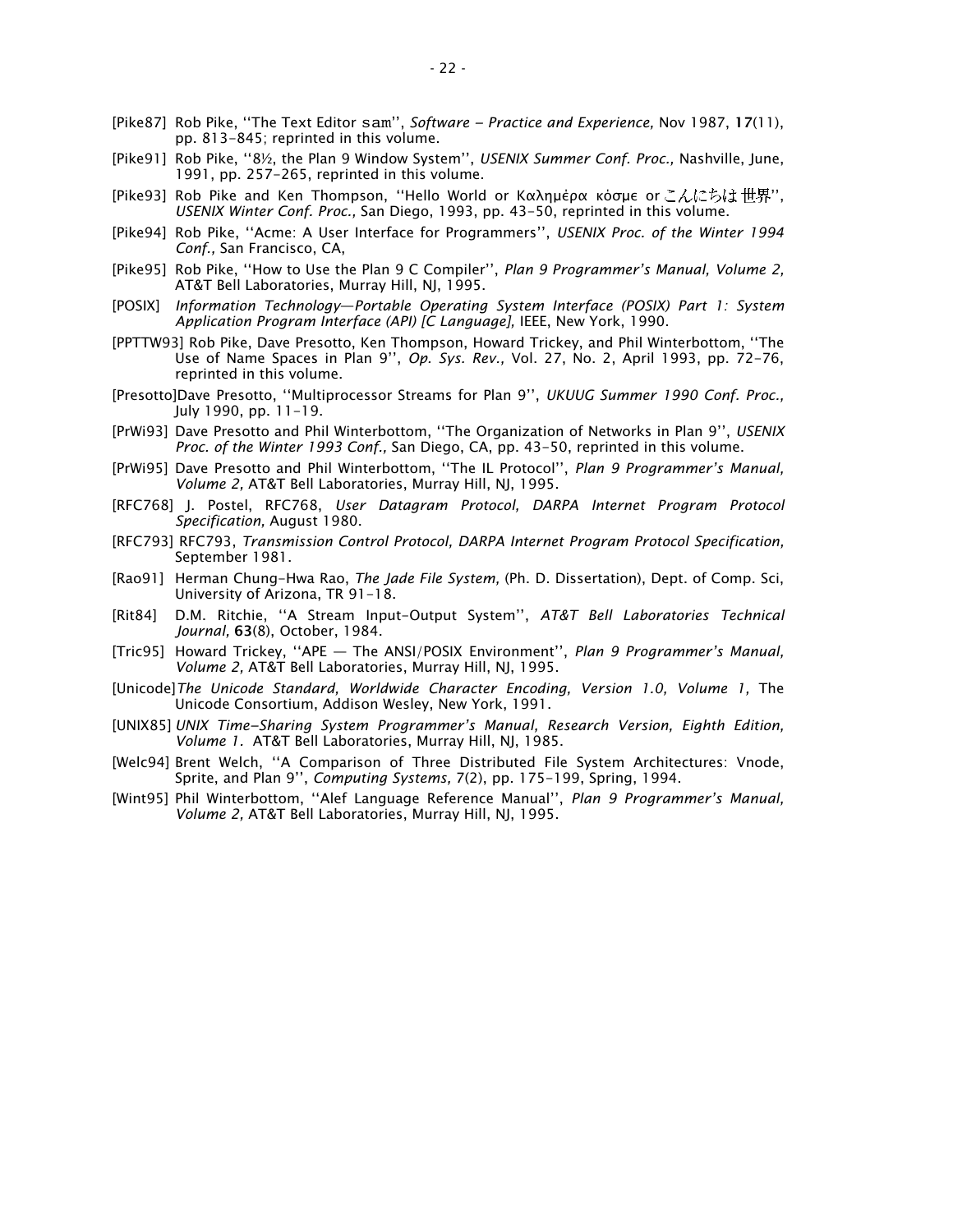[Pike87] Rob Pike, ''The Text Editor sam'', *Software – Practice and Experience,* Nov 1987, **17**(11), pp. 813-845; reprinted in this volume.

[Pike91] Rob Pike, ''8½, the Plan 9 Window System'', *USENIX Summer Conf. Proc.,* Nashville, June, 1991, pp. 257-265, reprinted in this volume.

[Pike93] Rob Pike and Ken Thompson, ''Hello World or Καλημέρα κόσμε or こんにちは 世界'', *USENIX Winter Conf. Proc.,* San Diego, 1993, pp. 43-50, reprinted in this volume.

[Pike94] Rob Pike, ''Acme: A User Interface for Programmers'', *USENIX Proc. of the Winter 1994 Conf.,* San Francisco, CA,

[Pike95] Rob Pike, ''How to Use the Plan 9 C Compiler'', *Plan 9 Programmer's Manual, Volume 2,* AT&T Bell Laboratories, Murray Hill, NJ, 1995.

[POSIX] *Information Technology—Portable Operating System Interface (POSIX) Part 1: System Application Program Interface (API) [C Language],* IEEE, New York, 1990.

[PPTTW93] Rob Pike, Dave Presotto, Ken Thompson, Howard Trickey, and Phil Winterbottom, ''The Use of Name Spaces in Plan 9'', *Op. Sys. Rev.,* Vol. 27, No. 2, April 1993, pp. 72-76, reprinted in this volume.

[Presotto] Dave Presotto, ''Multiprocessor Streams for Plan 9'', *UKUUG Summer 1990 Conf. Proc.,* July 1990, pp. 11-19.

[PrWi93] Dave Presotto and Phil Winterbottom, ''The Organization of Networks in Plan 9'', *USENIX Proc. of the Winter 1993 Conf.,* San Diego, CA, pp. 43-50, reprinted in this volume.

[PrWi95] Dave Presotto and Phil Winterbottom, ''The IL Protocol'', *Plan 9 Programmer's Manual, Volume 2,* AT&T Bell Laboratories, Murray Hill, NJ, 1995.

[RFC768] J. Postel, RFC768, *User Datagram Protocol, DARPA Internet Program Protocol Specification,* August 1980.

[RFC793] RFC793, *Transmission Control Protocol, DARPA Internet Program Protocol Specification,* September 1981.

[Rao91] Herman Chung-Hwa Rao, *The Jade File System,* (Ph. D. Dissertation), Dept. of Comp. Sci, University of Arizona, TR 91-18.

[Rit84] D.M. Ritchie, ''A Stream Input-Output System'', *AT&T Bell Laboratories Technical Journal,* **63**(8), October, 1984.

[Tric95] Howard Trickey, ''APE — The ANSI/POSIX Environment'', *Plan 9 Programmer's Manual, Volume 2,* AT&T Bell Laboratories, Murray Hill, NJ, 1995.

[Unicode] *The Unicode Standard, Worldwide Character Encoding, Version 1.0, Volume 1,* The Unicode Consortium, Addison Wesley, New York, 1991.

[UNIX85] *UNIX Time-Sharing System Programmer's Manual, Research Version, Eighth Edition, Volume 1.* AT&T Bell Laboratories, Murray Hill, NJ, 1985.

[Welc94] Brent Welch, ''A Comparison of Three Distributed File System Architectures: Vnode, Sprite, and Plan 9'', *Computing Systems,* 7(2), pp. 175-199, Spring, 1994.

[Wint95] Phil Winterbottom, ''Alef Language Reference Manual'', *Plan 9 Programmer's Manual, Volume 2,* AT&T Bell Laboratories, Murray Hill, NJ, 1995.